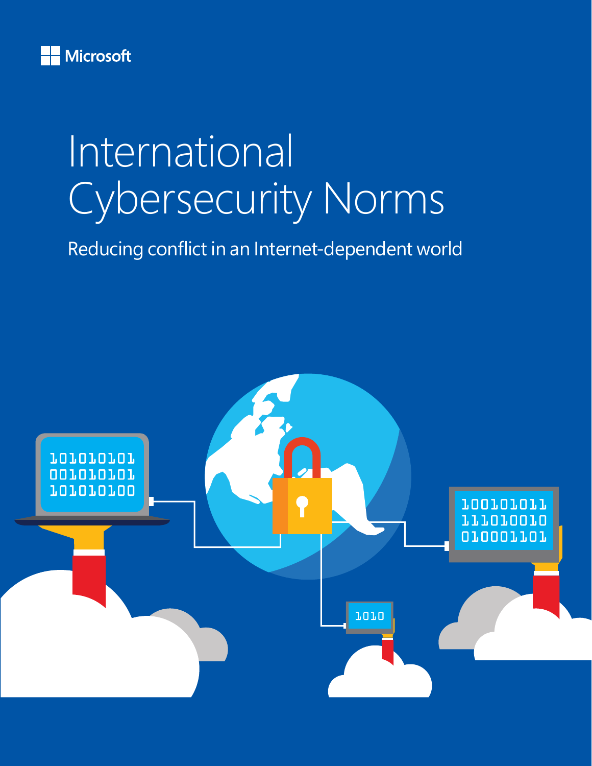Microsoft

# International Cybersecurity Norms

Reducing conflict in an Internet-dependent world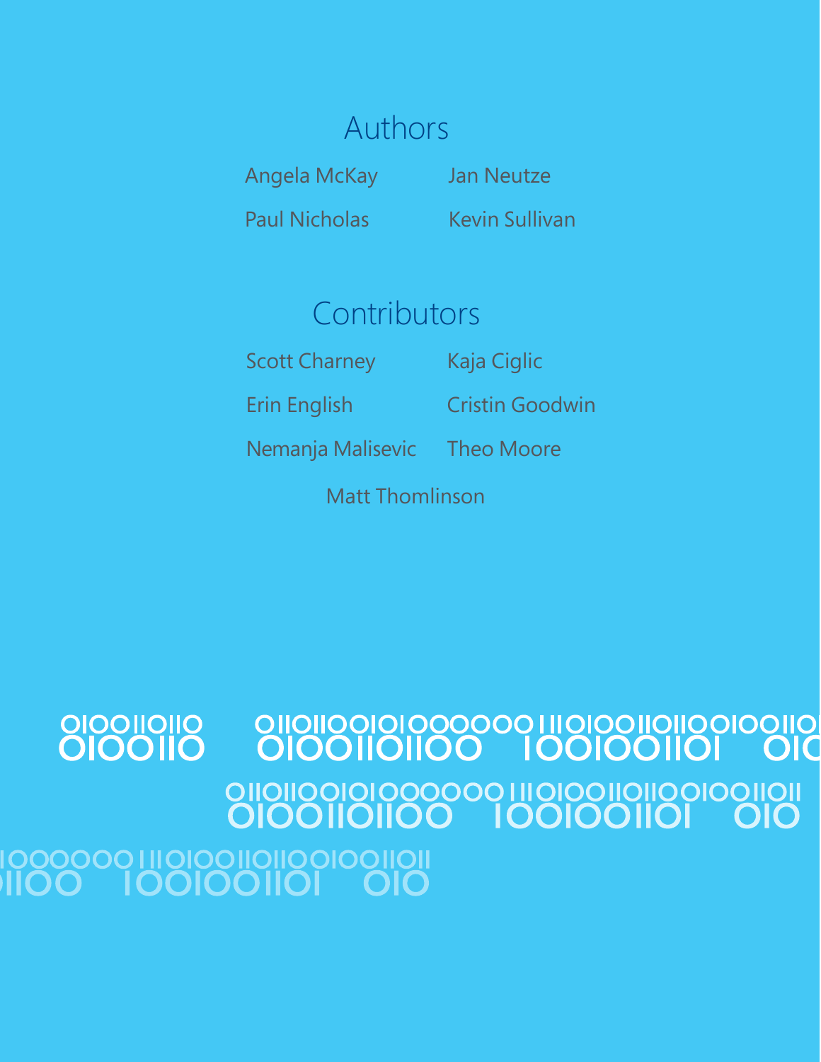## Authors

Angela McKay
Jan Neutze
Paul Nicholas
Kevin Sullivan

## Contributors

Scott Charney
Kaja Ciglic
Erin English
Cristin Goodwin
Nemanja Malisevic
Theo Moore
Matt Thomlinson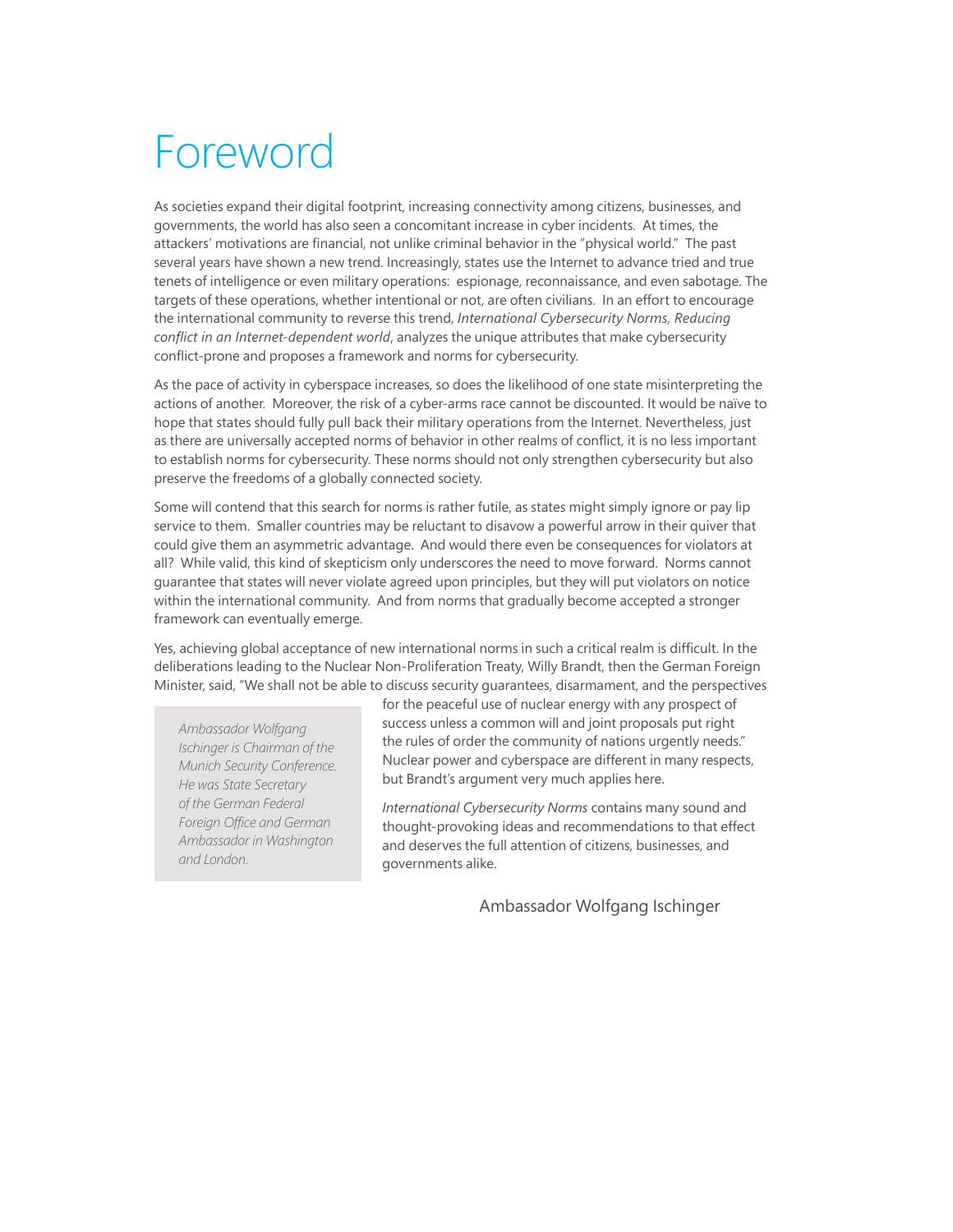# Foreword

As societies expand their digital footprint, increasing connectivity among citizens, businesses, and governments, the world has also seen a concomitant increase in cyber incidents. At times, the attackers' motivations are financial, not unlike criminal behavior in the "physical world." The past several years have shown a new trend. Increasingly, states use the Internet to advance tried and true tenets of intelligence or even military operations: espionage, reconnaissance, and even sabotage. The targets of these operations, whether intentional or not, are often civilians. In an effort to encourage the international community to reverse this trend, *International Cybersecurity Norms, Reducing conflict in an Internet-dependent world*, analyzes the unique attributes that make cybersecurity conflict-prone and proposes a framework and norms for cybersecurity.

As the pace of activity in cyberspace increases, so does the likelihood of one state misinterpreting the actions of another. Moreover, the risk of a cyber-arms race cannot be discounted. It would be naïve to hope that states should fully pull back their military operations from the Internet. Nevertheless, just as there are universally accepted norms of behavior in other realms of conflict, it is no less important to establish norms for cybersecurity. These norms should not only strengthen cybersecurity but also preserve the freedoms of a globally connected society.

Some will contend that this search for norms is rather futile, as states might simply ignore or pay lip service to them. Smaller countries may be reluctant to disavow a powerful arrow in their quiver that could give them an asymmetric advantage. And would there even be consequences for violators at all? While valid, this kind of skepticism only underscores the need to move forward. Norms cannot guarantee that states will never violate agreed upon principles, but they will put violators on notice within the international community. And from norms that gradually become accepted a stronger framework can eventually emerge.

Yes, achieving global acceptance of new international norms in such a critical realm is difficult. In the deliberations leading to the Nuclear Non-Proliferation Treaty, Willy Brandt, then the German Foreign Minister, said, "We shall not be able to discuss security guarantees, disarmament, and the perspectives for the peaceful use of nuclear energy with any prospect of success unless a common will and joint proposals put right the rules of order the community of nations urgently needs." Nuclear power and cyberspace are different in many respects, but Brandt's argument very much applies here.

*International Cybersecurity Norms* contains many sound and thought-provoking ideas and recommendations to that effect and deserves the full attention of citizens, businesses, and governments alike.

Ambassador Wolfgang Ischinger

*Ambassador Wolfgang Ischinger is Chairman of the Munich Security Conference. He was State Secretary of the German Federal Foreign Office and German Ambassador in Washington and London.*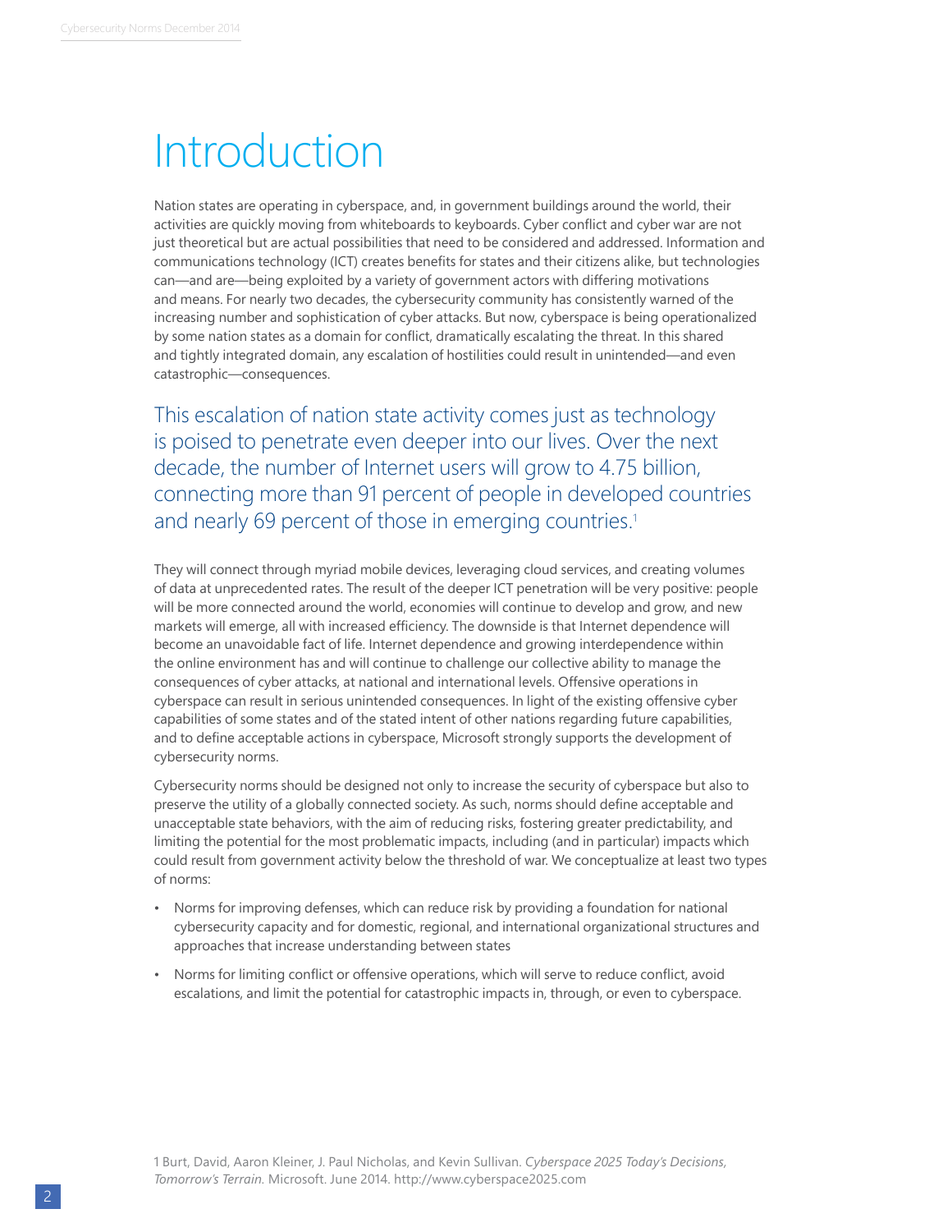# Introduction

Nation states are operating in cyberspace, and, in government buildings around the world, their activities are quickly moving from whiteboards to keyboards. Cyber conflict and cyber war are not just theoretical but are actual possibilities that need to be considered and addressed. Information and communications technology (ICT) creates benefits for states and their citizens alike, but technologies can—and are—being exploited by a variety of government actors with differing motivations and means. For nearly two decades, the cybersecurity community has consistently warned of the increasing number and sophistication of cyber attacks. But now, cyberspace is being operationalized by some nation states as a domain for conflict, dramatically escalating the threat. In this shared and tightly integrated domain, any escalation of hostilities could result in unintended—and even catastrophic—consequences.

This escalation of nation state activity comes just as technology is poised to penetrate even deeper into our lives. Over the next decade, the number of Internet users will grow to 4.75 billion, connecting more than 91 percent of people in developed countries and nearly 69 percent of those in emerging countries.[1]

They will connect through myriad mobile devices, leveraging cloud services, and creating volumes of data at unprecedented rates. The result of the deeper ICT penetration will be very positive: people will be more connected around the world, economies will continue to develop and grow, and new markets will emerge, all with increased efficiency. The downside is that Internet dependence will become an unavoidable fact of life. Internet dependence and growing interdependence within the online environment has and will continue to challenge our collective ability to manage the consequences of cyber attacks, at national and international levels. Offensive operations in cyberspace can result in serious unintended consequences. In light of the existing offensive cyber capabilities of some states and of the stated intent of other nations regarding future capabilities, and to define acceptable actions in cyberspace, Microsoft strongly supports the development of cybersecurity norms.

Cybersecurity norms should be designed not only to increase the security of cyberspace but also to preserve the utility of a globally connected society. As such, norms should define acceptable and unacceptable state behaviors, with the aim of reducing risks, fostering greater predictability, and limiting the potential for the most problematic impacts, including (and in particular) impacts which could result from government activity below the threshold of war. We conceptualize at least two types of norms:

- Norms for improving defenses, which can reduce risk by providing a foundation for national cybersecurity capacity and for domestic, regional, and international organizational structures and approaches that increase understanding between states
- Norms for limiting conflict or offensive operations, which will serve to reduce conflict, avoid escalations, and limit the potential for catastrophic impacts in, through, or even to cyberspace.

1 Burt, David, Aaron Kleiner, J. Paul Nicholas, and Kevin Sullivan. *Cyberspace 2025 Today's Decisions, Tomorrow's Terrain.* Microsoft. June 2014. http://www.cyberspace2025.com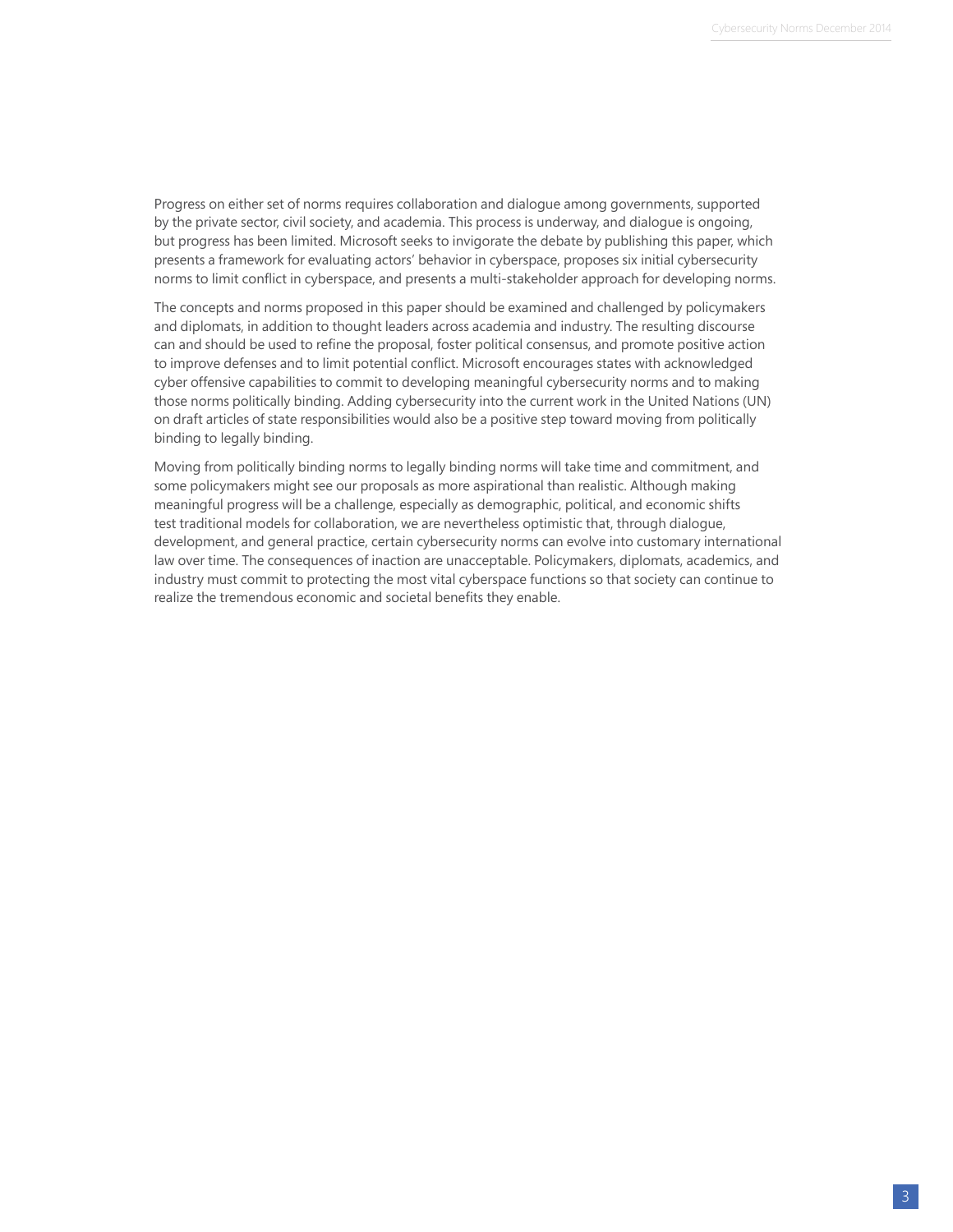Progress on either set of norms requires collaboration and dialogue among governments, supported by the private sector, civil society, and academia. This process is underway, and dialogue is ongoing, but progress has been limited. Microsoft seeks to invigorate the debate by publishing this paper, which presents a framework for evaluating actors' behavior in cyberspace, proposes six initial cybersecurity norms to limit conflict in cyberspace, and presents a multi-stakeholder approach for developing norms.

The concepts and norms proposed in this paper should be examined and challenged by policymakers and diplomats, in addition to thought leaders across academia and industry. The resulting discourse can and should be used to refine the proposal, foster political consensus, and promote positive action to improve defenses and to limit potential conflict. Microsoft encourages states with acknowledged cyber offensive capabilities to commit to developing meaningful cybersecurity norms and to making those norms politically binding. Adding cybersecurity into the current work in the United Nations (UN) on draft articles of state responsibilities would also be a positive step toward moving from politically binding to legally binding.

Moving from politically binding norms to legally binding norms will take time and commitment, and some policymakers might see our proposals as more aspirational than realistic. Although making meaningful progress will be a challenge, especially as demographic, political, and economic shifts test traditional models for collaboration, we are nevertheless optimistic that, through dialogue, development, and general practice, certain cybersecurity norms can evolve into customary international law over time. The consequences of inaction are unacceptable. Policymakers, diplomats, academics, and industry must commit to protecting the most vital cyberspace functions so that society can continue to realize the tremendous economic and societal benefits they enable.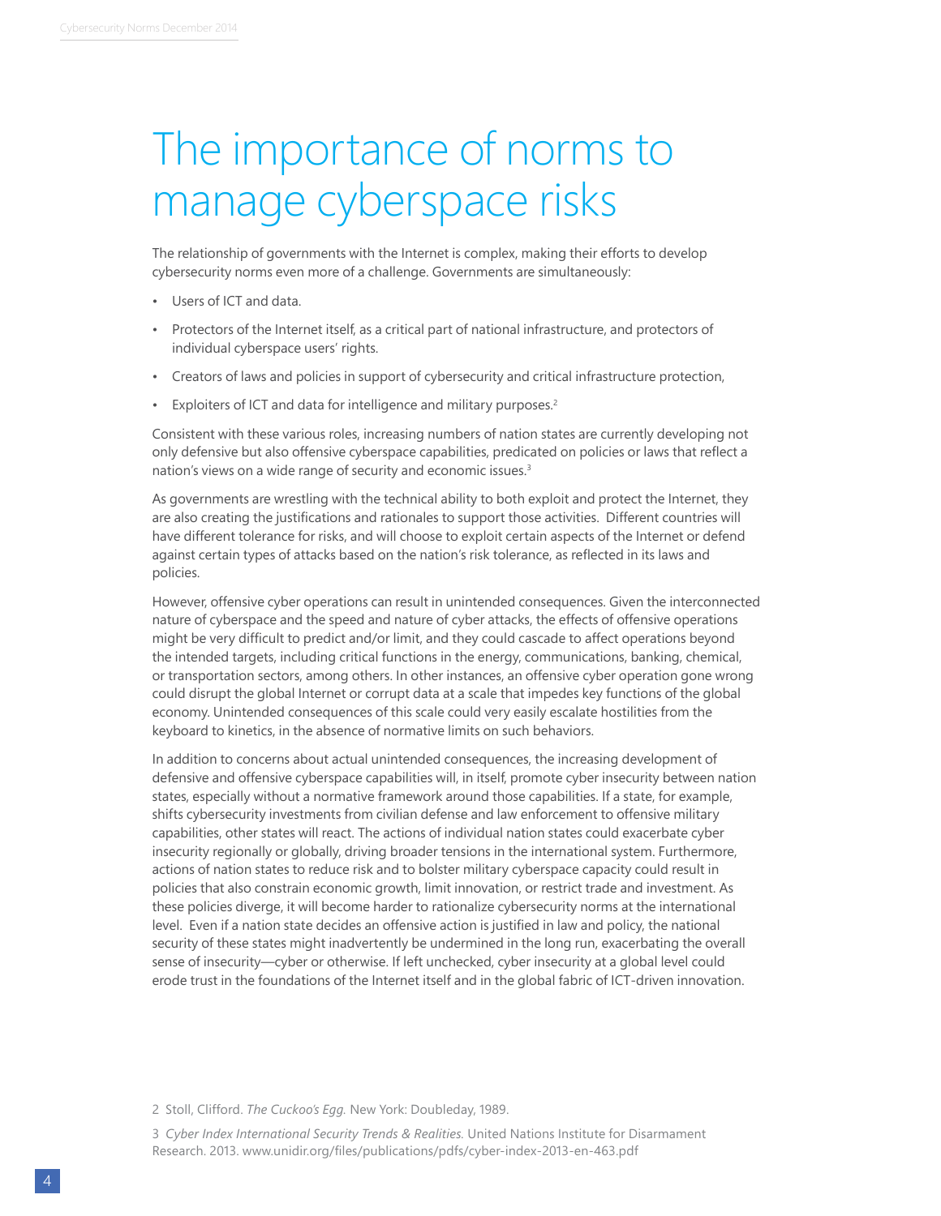# The importance of norms to manage cyberspace risks

The relationship of governments with the Internet is complex, making their efforts to develop cybersecurity norms even more of a challenge. Governments are simultaneously:

- Users of ICT and data.
- Protectors of the Internet itself, as a critical part of national infrastructure, and protectors of individual cyberspace users' rights.
- Creators of laws and policies in support of cybersecurity and critical infrastructure protection,
- Exploiters of ICT and data for intelligence and military purposes.[2]

Consistent with these various roles, increasing numbers of nation states are currently developing not only defensive but also offensive cyberspace capabilities, predicated on policies or laws that reflect a nation's views on a wide range of security and economic issues.[3]

As governments are wrestling with the technical ability to both exploit and protect the Internet, they are also creating the justifications and rationales to support those activities. Different countries will have different tolerance for risks, and will choose to exploit certain aspects of the Internet or defend against certain types of attacks based on the nation's risk tolerance, as reflected in its laws and policies.

However, offensive cyber operations can result in unintended consequences. Given the interconnected nature of cyberspace and the speed and nature of cyber attacks, the effects of offensive operations might be very difficult to predict and/or limit, and they could cascade to affect operations beyond the intended targets, including critical functions in the energy, communications, banking, chemical, or transportation sectors, among others. In other instances, an offensive cyber operation gone wrong could disrupt the global Internet or corrupt data at a scale that impedes key functions of the global economy. Unintended consequences of this scale could very easily escalate hostilities from the keyboard to kinetics, in the absence of normative limits on such behaviors.

In addition to concerns about actual unintended consequences, the increasing development of defensive and offensive cyberspace capabilities will, in itself, promote cyber insecurity between nation states, especially without a normative framework around those capabilities. If a state, for example, shifts cybersecurity investments from civilian defense and law enforcement to offensive military capabilities, other states will react. The actions of individual nation states could exacerbate cyber insecurity regionally or globally, driving broader tensions in the international system. Furthermore, actions of nation states to reduce risk and to bolster military cyberspace capacity could result in policies that also constrain economic growth, limit innovation, or restrict trade and investment. As these policies diverge, it will become harder to rationalize cybersecurity norms at the international level. Even if a nation state decides an offensive action is justified in law and policy, the national security of these states might inadvertently be undermined in the long run, exacerbating the overall sense of insecurity—cyber or otherwise. If left unchecked, cyber insecurity at a global level could erode trust in the foundations of the Internet itself and in the global fabric of ICT-driven innovation.

2 Stoll, Clifford. *The Cuckoo's Egg.* New York: Doubleday, 1989.

3 *Cyber Index International Security Trends & Realities.* United Nations Institute for Disarmament Research. 2013. www.unidir.org/files/publications/pdfs/cyber-index-2013-en-463.pdf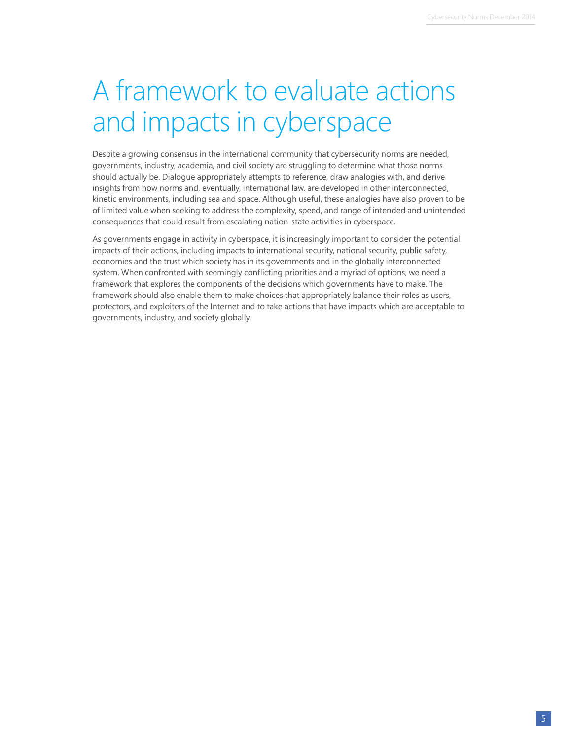# A framework to evaluate actions and impacts in cyberspace

Despite a growing consensus in the international community that cybersecurity norms are needed, governments, industry, academia, and civil society are struggling to determine what those norms should actually be. Dialogue appropriately attempts to reference, draw analogies with, and derive insights from how norms and, eventually, international law, are developed in other interconnected, kinetic environments, including sea and space. Although useful, these analogies have also proven to be of limited value when seeking to address the complexity, speed, and range of intended and unintended consequences that could result from escalating nation-state activities in cyberspace.

As governments engage in activity in cyberspace, it is increasingly important to consider the potential impacts of their actions, including impacts to international security, national security, public safety, economies and the trust which society has in its governments and in the globally interconnected system. When confronted with seemingly conflicting priorities and a myriad of options, we need a framework that explores the components of the decisions which governments have to make. The framework should also enable them to make choices that appropriately balance their roles as users, protectors, and exploiters of the Internet and to take actions that have impacts which are acceptable to governments, industry, and society globally.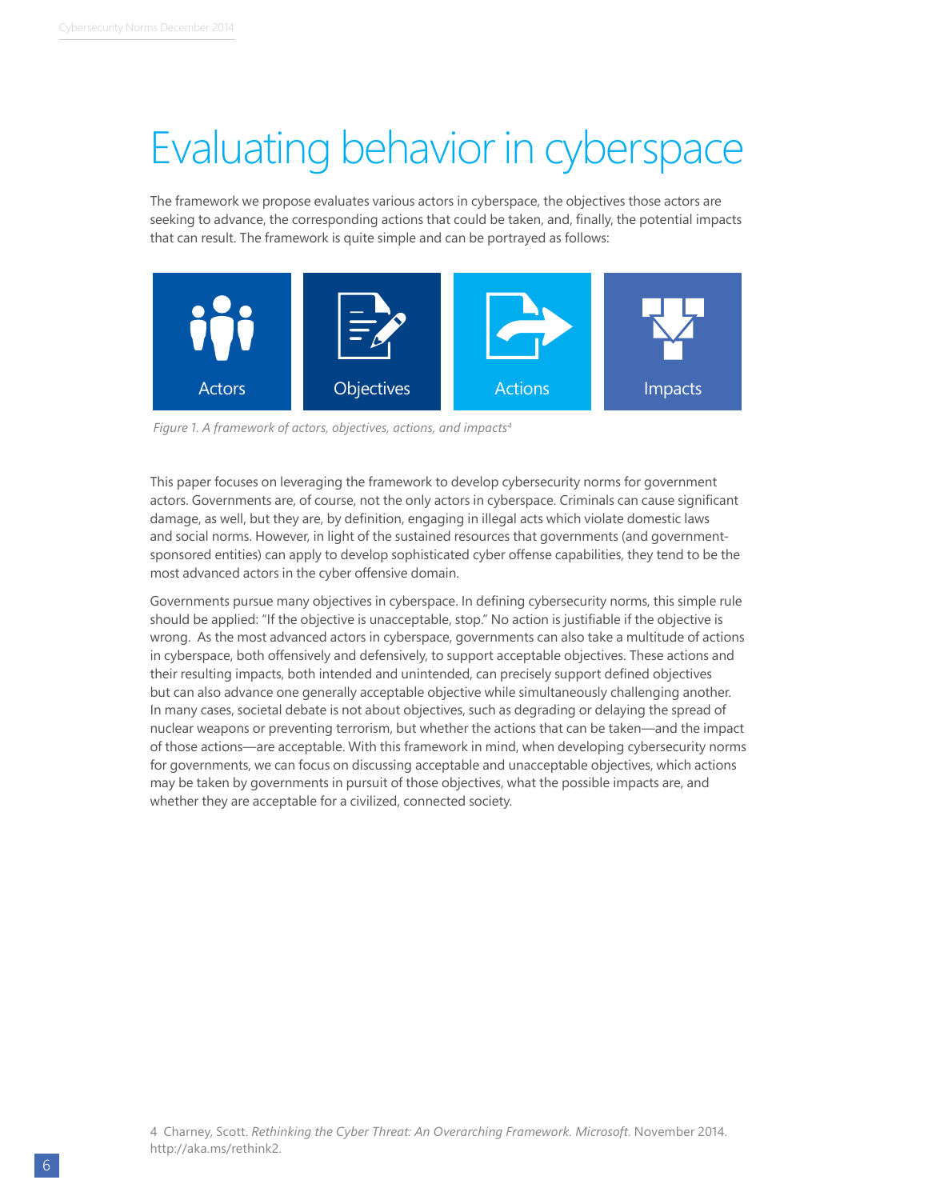# Evaluating behavior in cyberspace

The framework we propose evaluates various actors in cyberspace, the objectives those actors are seeking to advance, the corresponding actions that could be taken, and, finally, the potential impacts that can result. The framework is quite simple and can be portrayed as follows:

Actors | Objectives | Actions | Impacts

*Figure 1. A framework of actors, objectives, actions, and impacts*[4]

This paper focuses on leveraging the framework to develop cybersecurity norms for government actors. Governments are, of course, not the only actors in cyberspace. Criminals can cause significant damage, as well, but they are, by definition, engaging in illegal acts which violate domestic laws and social norms. However, in light of the sustained resources that governments (and government-sponsored entities) can apply to develop sophisticated cyber offense capabilities, they tend to be the most advanced actors in the cyber offensive domain.

Governments pursue many objectives in cyberspace. In defining cybersecurity norms, this simple rule should be applied: "If the objective is unacceptable, stop." No action is justifiable if the objective is wrong. As the most advanced actors in cyberspace, governments can also take a multitude of actions in cyberspace, both offensively and defensively, to support acceptable objectives. These actions and their resulting impacts, both intended and unintended, can precisely support defined objectives but can also advance one generally acceptable objective while simultaneously challenging another. In many cases, societal debate is not about objectives, such as degrading or delaying the spread of nuclear weapons or preventing terrorism, but whether the actions that can be taken—and the impact of those actions—are acceptable. With this framework in mind, when developing cybersecurity norms for governments, we can focus on discussing acceptable and unacceptable objectives, which actions may be taken by governments in pursuit of those objectives, what the possible impacts are, and whether they are acceptable for a civilized, connected society.

4 Charney, Scott. *Rethinking the Cyber Threat: An Overarching Framework. Microsoft*. November 2014. http://aka.ms/rethink2.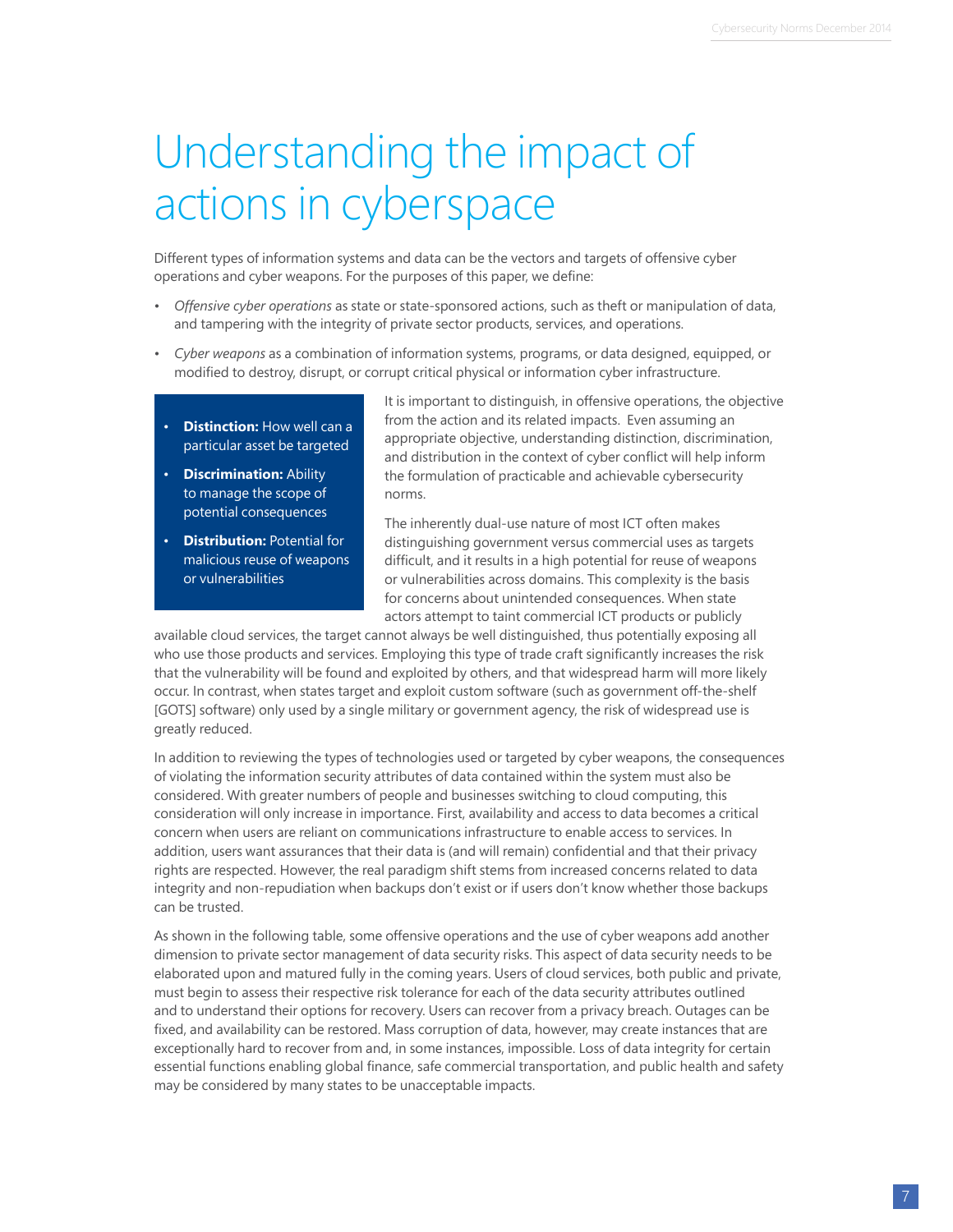# Understanding the impact of actions in cyberspace

Different types of information systems and data can be the vectors and targets of offensive cyber operations and cyber weapons. For the purposes of this paper, we define:

- *Offensive cyber operations* as state or state-sponsored actions, such as theft or manipulation of data, and tampering with the integrity of private sector products, services, and operations.
- *Cyber weapons* as a combination of information systems, programs, or data designed, equipped, or modified to destroy, disrupt, or corrupt critical physical or information cyber infrastructure.

> - **Distinction:** How well can a particular asset be targeted
> - **Discrimination:** Ability to manage the scope of potential consequences
> - **Distribution:** Potential for malicious reuse of weapons or vulnerabilities

It is important to distinguish, in offensive operations, the objective from the action and its related impacts. Even assuming an appropriate objective, understanding distinction, discrimination, and distribution in the context of cyber conflict will help inform the formulation of practicable and achievable cybersecurity norms.

The inherently dual-use nature of most ICT often makes distinguishing government versus commercial uses as targets difficult, and it results in a high potential for reuse of weapons or vulnerabilities across domains. This complexity is the basis for concerns about unintended consequences. When state actors attempt to taint commercial ICT products or publicly available cloud services, the target cannot always be well distinguished, thus potentially exposing all who use those products and services. Employing this type of trade craft significantly increases the risk that the vulnerability will be found and exploited by others, and that widespread harm will more likely occur. In contrast, when states target and exploit custom software (such as government off-the-shelf [GOTS] software) only used by a single military or government agency, the risk of widespread use is greatly reduced.

In addition to reviewing the types of technologies used or targeted by cyber weapons, the consequences of violating the information security attributes of data contained within the system must also be considered. With greater numbers of people and businesses switching to cloud computing, this consideration will only increase in importance. First, availability and access to data becomes a critical concern when users are reliant on communications infrastructure to enable access to services. In addition, users want assurances that their data is (and will remain) confidential and that their privacy rights are respected. However, the real paradigm shift stems from increased concerns related to data integrity and non-repudiation when backups don't exist or if users don't know whether those backups can be trusted.

As shown in the following table, some offensive operations and the use of cyber weapons add another dimension to private sector management of data security risks. This aspect of data security needs to be elaborated upon and matured fully in the coming years. Users of cloud services, both public and private, must begin to assess their respective risk tolerance for each of the data security attributes outlined and to understand their options for recovery. Users can recover from a privacy breach. Outages can be fixed, and availability can be restored. Mass corruption of data, however, may create instances that are exceptionally hard to recover from and, in some instances, impossible. Loss of data integrity for certain essential functions enabling global finance, safe commercial transportation, and public health and safety may be considered by many states to be unacceptable impacts.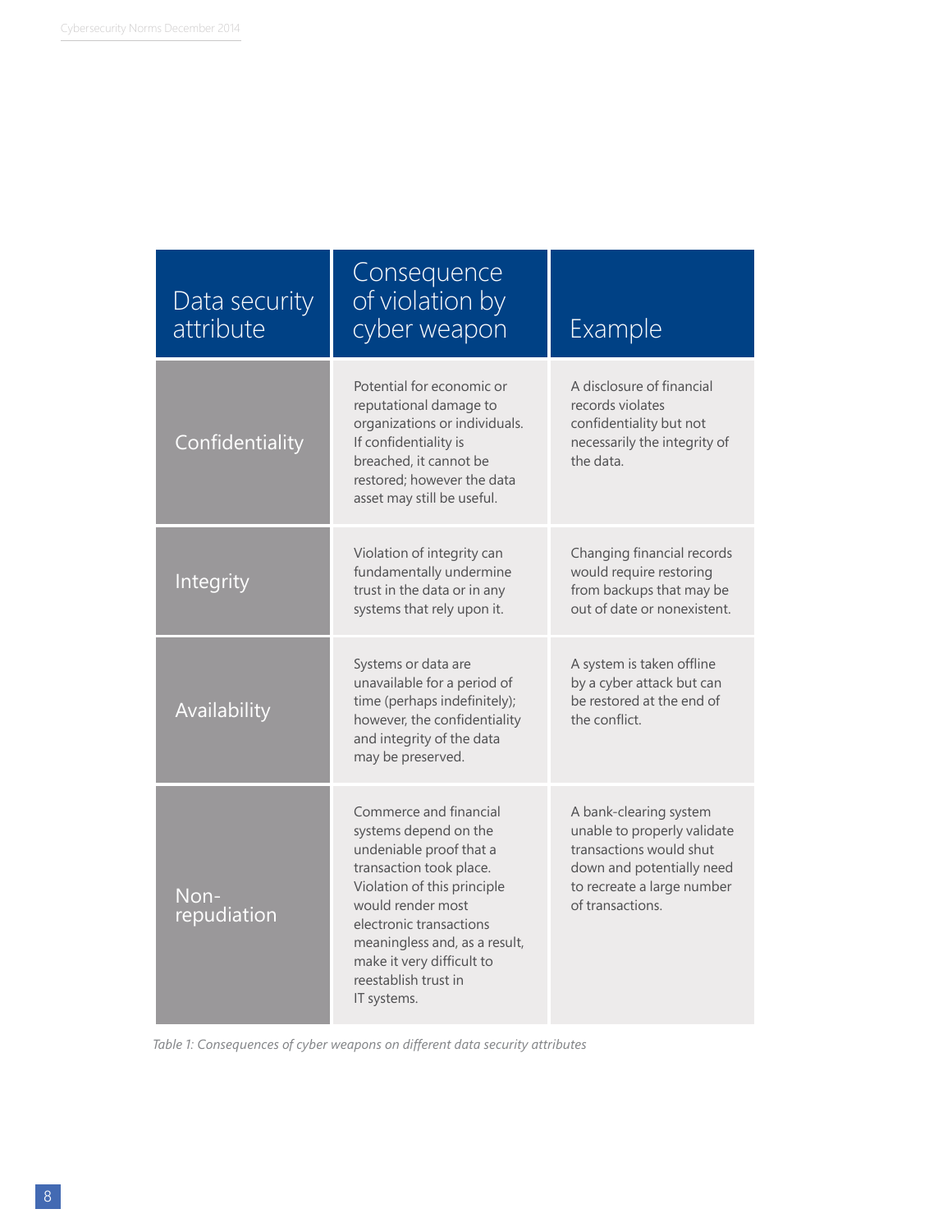| Data security attribute | Consequence of violation by cyber weapon | Example |
|---|---|---|
| Confidentiality | Potential for economic or reputational damage to organizations or individuals. If confidentiality is breached, it cannot be restored; however the data asset may still be useful. | A disclosure of financial records violates confidentiality but not necessarily the integrity of the data. |
| Integrity | Violation of integrity can fundamentally undermine trust in the data or in any systems that rely upon it. | Changing financial records would require restoring from backups that may be out of date or nonexistent. |
| Availability | Systems or data are unavailable for a period of time (perhaps indefinitely); however, the confidentiality and integrity of the data may be preserved. | A system is taken offline by a cyber attack but can be restored at the end of the conflict. |
| Non-repudiation | Commerce and financial systems depend on the undeniable proof that a transaction took place. Violation of this principle would render most electronic transactions meaningless and, as a result, make it very difficult to reestablish trust in IT systems. | A bank-clearing system unable to properly validate transactions would shut down and potentially need to recreate a large number of transactions. |

*Table 1: Consequences of cyber weapons on different data security attributes*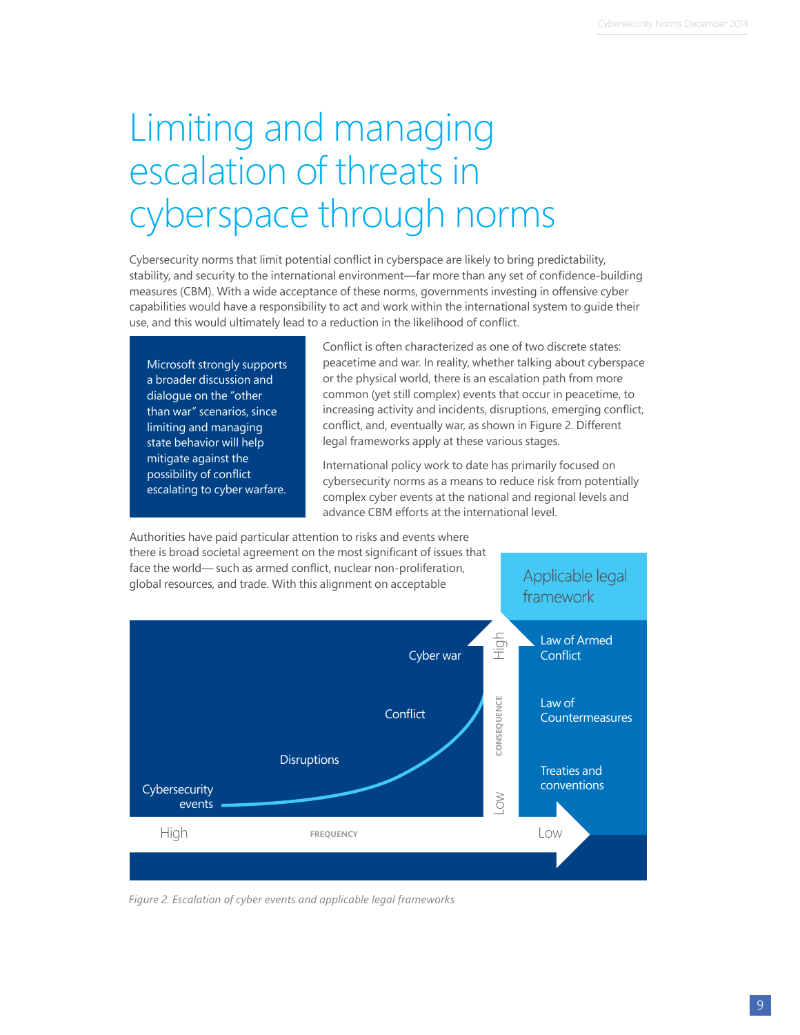# Limiting and managing escalation of threats in cyberspace through norms

Cybersecurity norms that limit potential conflict in cyberspace are likely to bring predictability, stability, and security to the international environment—far more than any set of confidence-building measures (CBM). With a wide acceptance of these norms, governments investing in offensive cyber capabilities would have a responsibility to act and work within the international system to guide their use, and this would ultimately lead to a reduction in the likelihood of conflict.

> Microsoft strongly supports a broader discussion and dialogue on the "other than war" scenarios, since limiting and managing state behavior will help mitigate against the possibility of conflict escalating to cyber warfare.

Conflict is often characterized as one of two discrete states: peacetime and war. In reality, whether talking about cyberspace or the physical world, there is an escalation path from more common (yet still complex) events that occur in peacetime, to increasing activity and incidents, disruptions, emerging conflict, conflict, and, eventually, war, as shown in Figure 2. Different legal frameworks apply at these various stages.

International policy work to date has primarily focused on cybersecurity norms as a means to reduce risk from potentially complex cyber events at the national and regional levels and advance CBM efforts at the international level.

Authorities have paid particular attention to risks and events where there is broad societal agreement on the most significant of issues that face the world— such as armed conflict, nuclear non-proliferation, global resources, and trade. With this alignment on acceptable

| Event (Frequency: High → Low; Consequence: Low → High) | Applicable legal framework |
|---|---|
| Cyber war | Law of Armed Conflict |
| Conflict | Law of Countermeasures |
| Disruptions | Treaties and conventions |
| Cybersecurity events | |

*Figure 2. Escalation of cyber events and applicable legal frameworks*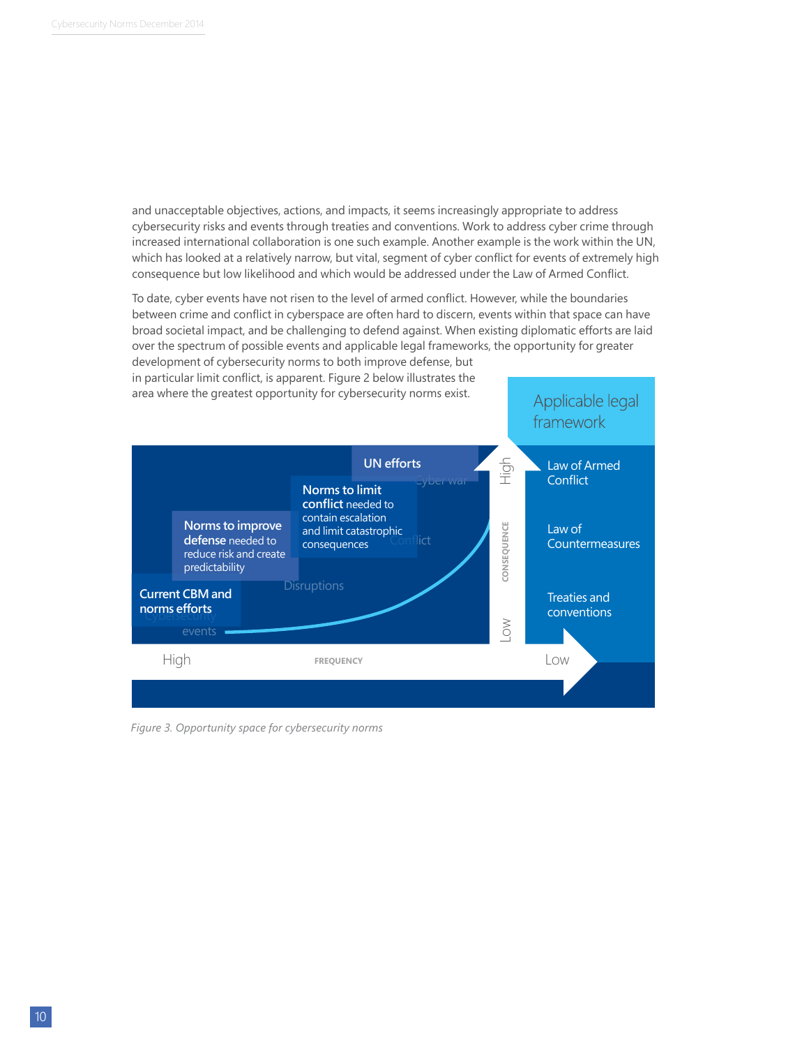and unacceptable objectives, actions, and impacts, it seems increasingly appropriate to address cybersecurity risks and events through treaties and conventions. Work to address cyber crime through increased international collaboration is one such example. Another example is the work within the UN, which has looked at a relatively narrow, but vital, segment of cyber conflict for events of extremely high consequence but low likelihood and which would be addressed under the Law of Armed Conflict.

To date, cyber events have not risen to the level of armed conflict. However, while the boundaries between crime and conflict in cyberspace are often hard to discern, events within that space can have broad societal impact, and be challenging to defend against. When existing diplomatic efforts are laid over the spectrum of possible events and applicable legal frameworks, the opportunity for greater development of cybersecurity norms to both improve defense, but in particular limit conflict, is apparent. Figure 2 below illustrates the area where the greatest opportunity for cybersecurity norms exist.

Applicable legal framework

UN efforts

Cyber war

**Norms to limit conflict** needed to contain escalation and limit catastrophic consequences

Conflict

**Norms to improve defense** needed to reduce risk and create predictability

Disruptions

**Current CBM and norms efforts**

Cybersecurity events

High — CONSEQUENCE — Low

Law of Armed Conflict

Law of Countermeasures

Treaties and conventions

High — FREQUENCY — Low

*Figure 3. Opportunity space for cybersecurity norms*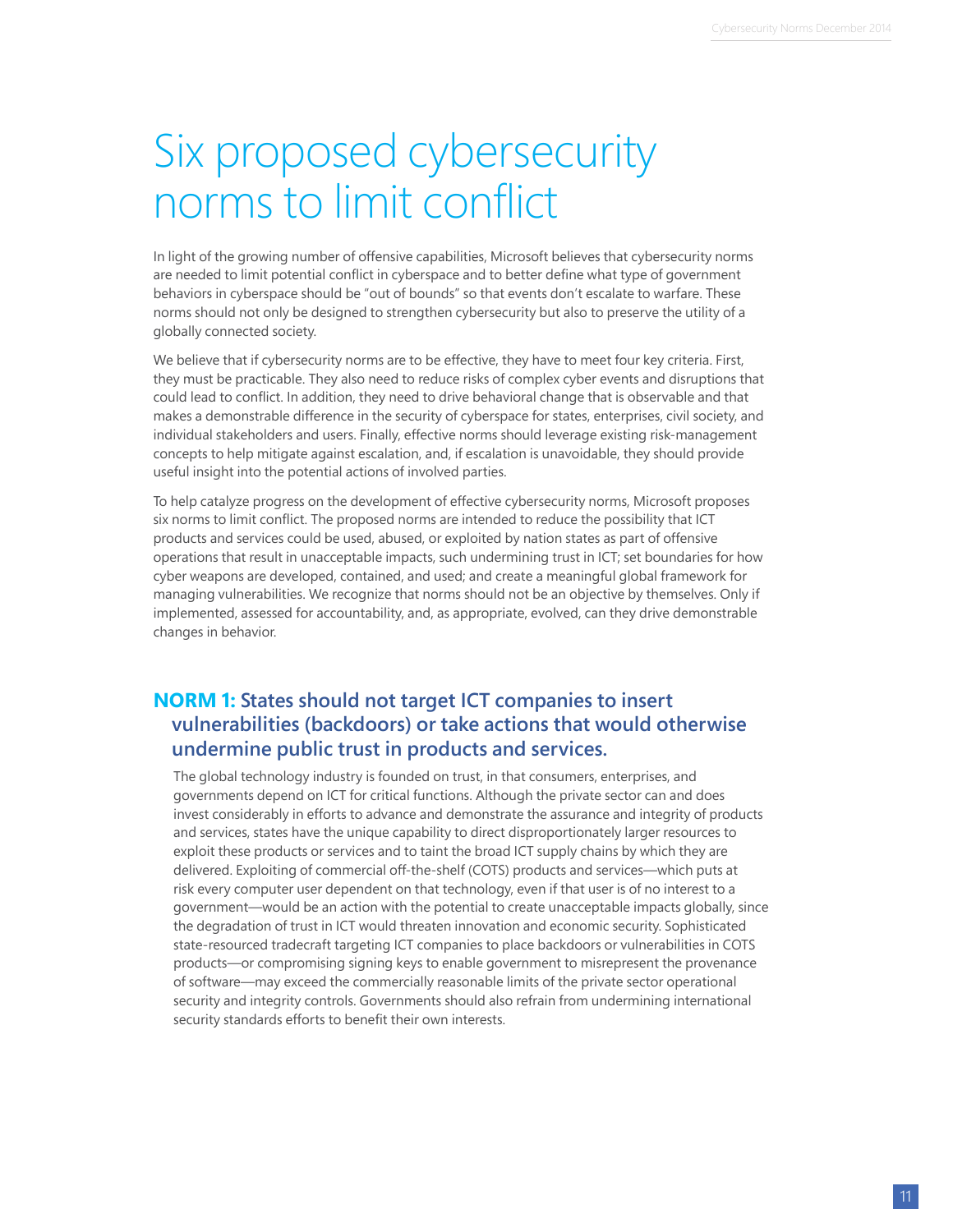# Six proposed cybersecurity norms to limit conflict

In light of the growing number of offensive capabilities, Microsoft believes that cybersecurity norms are needed to limit potential conflict in cyberspace and to better define what type of government behaviors in cyberspace should be "out of bounds" so that events don't escalate to warfare. These norms should not only be designed to strengthen cybersecurity but also to preserve the utility of a globally connected society.

We believe that if cybersecurity norms are to be effective, they have to meet four key criteria. First, they must be practicable. They also need to reduce risks of complex cyber events and disruptions that could lead to conflict. In addition, they need to drive behavioral change that is observable and that makes a demonstrable difference in the security of cyberspace for states, enterprises, civil society, and individual stakeholders and users. Finally, effective norms should leverage existing risk-management concepts to help mitigate against escalation, and, if escalation is unavoidable, they should provide useful insight into the potential actions of involved parties.

To help catalyze progress on the development of effective cybersecurity norms, Microsoft proposes six norms to limit conflict. The proposed norms are intended to reduce the possibility that ICT products and services could be used, abused, or exploited by nation states as part of offensive operations that result in unacceptable impacts, such undermining trust in ICT; set boundaries for how cyber weapons are developed, contained, and used; and create a meaningful global framework for managing vulnerabilities. We recognize that norms should not be an objective by themselves. Only if implemented, assessed for accountability, and, as appropriate, evolved, can they drive demonstrable changes in behavior.

## NORM 1: States should not target ICT companies to insert vulnerabilities (backdoors) or take actions that would otherwise undermine public trust in products and services.

The global technology industry is founded on trust, in that consumers, enterprises, and governments depend on ICT for critical functions. Although the private sector can and does invest considerably in efforts to advance and demonstrate the assurance and integrity of products and services, states have the unique capability to direct disproportionately larger resources to exploit these products or services and to taint the broad ICT supply chains by which they are delivered. Exploiting of commercial off-the-shelf (COTS) products and services—which puts at risk every computer user dependent on that technology, even if that user is of no interest to a government—would be an action with the potential to create unacceptable impacts globally, since the degradation of trust in ICT would threaten innovation and economic security. Sophisticated state-resourced tradecraft targeting ICT companies to place backdoors or vulnerabilities in COTS products—or compromising signing keys to enable government to misrepresent the provenance of software—may exceed the commercially reasonable limits of the private sector operational security and integrity controls. Governments should also refrain from undermining international security standards efforts to benefit their own interests.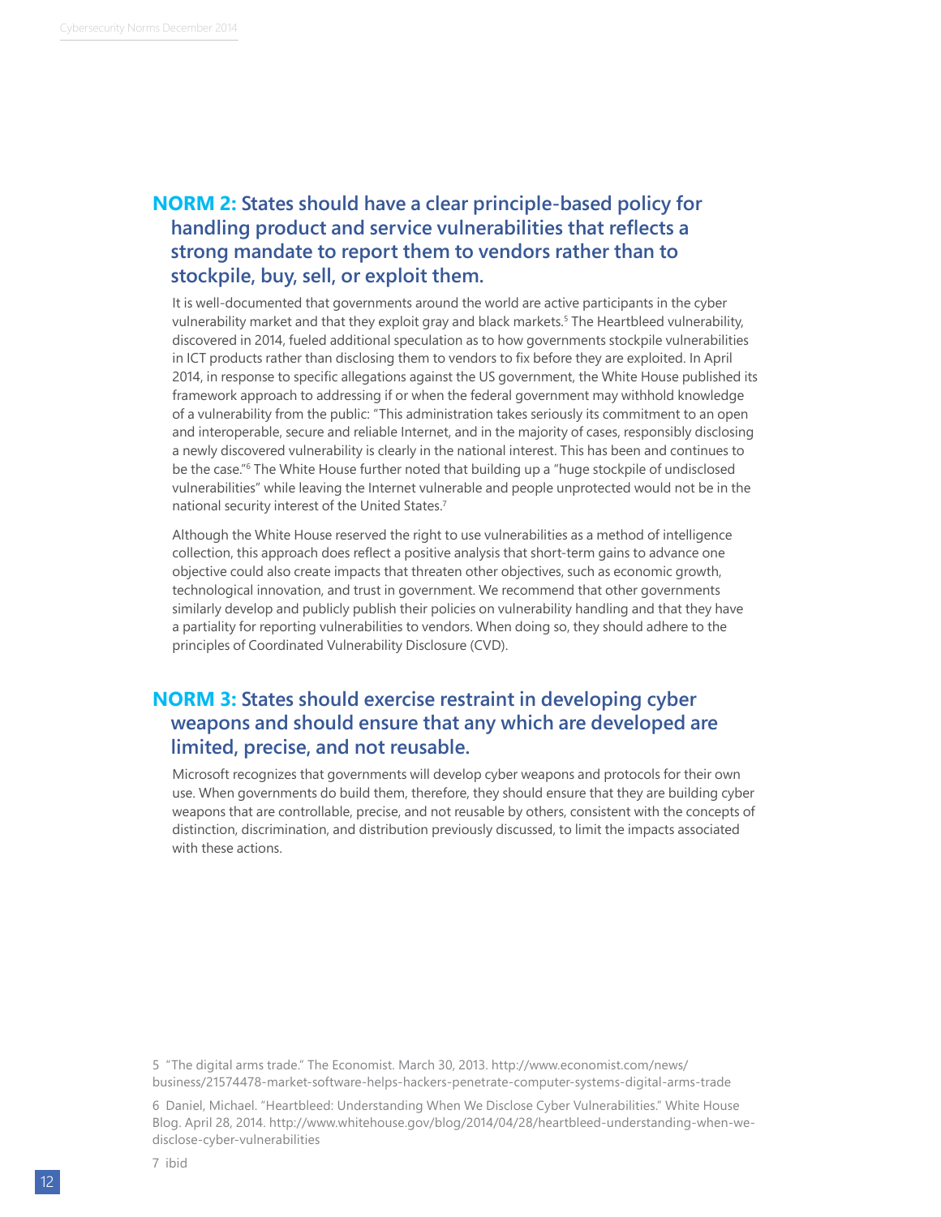## **NORM 2:** States should have a clear principle-based policy for handling product and service vulnerabilities that reflects a strong mandate to report them to vendors rather than to stockpile, buy, sell, or exploit them.

It is well-documented that governments around the world are active participants in the cyber vulnerability market and that they exploit gray and black markets.[5] The Heartbleed vulnerability, discovered in 2014, fueled additional speculation as to how governments stockpile vulnerabilities in ICT products rather than disclosing them to vendors to fix before they are exploited. In April 2014, in response to specific allegations against the US government, the White House published its framework approach to addressing if or when the federal government may withhold knowledge of a vulnerability from the public: "This administration takes seriously its commitment to an open and interoperable, secure and reliable Internet, and in the majority of cases, responsibly disclosing a newly discovered vulnerability is clearly in the national interest. This has been and continues to be the case."[6] The White House further noted that building up a "huge stockpile of undisclosed vulnerabilities" while leaving the Internet vulnerable and people unprotected would not be in the national security interest of the United States.[7]

Although the White House reserved the right to use vulnerabilities as a method of intelligence collection, this approach does reflect a positive analysis that short-term gains to advance one objective could also create impacts that threaten other objectives, such as economic growth, technological innovation, and trust in government. We recommend that other governments similarly develop and publicly publish their policies on vulnerability handling and that they have a partiality for reporting vulnerabilities to vendors. When doing so, they should adhere to the principles of Coordinated Vulnerability Disclosure (CVD).

## **NORM 3:** States should exercise restraint in developing cyber weapons and should ensure that any which are developed are limited, precise, and not reusable.

Microsoft recognizes that governments will develop cyber weapons and protocols for their own use. When governments do build them, therefore, they should ensure that they are building cyber weapons that are controllable, precise, and not reusable by others, consistent with the concepts of distinction, discrimination, and distribution previously discussed, to limit the impacts associated with these actions.

5 "The digital arms trade." The Economist. March 30, 2013. http://www.economist.com/news/business/21574478-market-software-helps-hackers-penetrate-computer-systems-digital-arms-trade

6 Daniel, Michael. "Heartbleed: Understanding When We Disclose Cyber Vulnerabilities." White House Blog. April 28, 2014. http://www.whitehouse.gov/blog/2014/04/28/heartbleed-understanding-when-we-disclose-cyber-vulnerabilities

7 ibid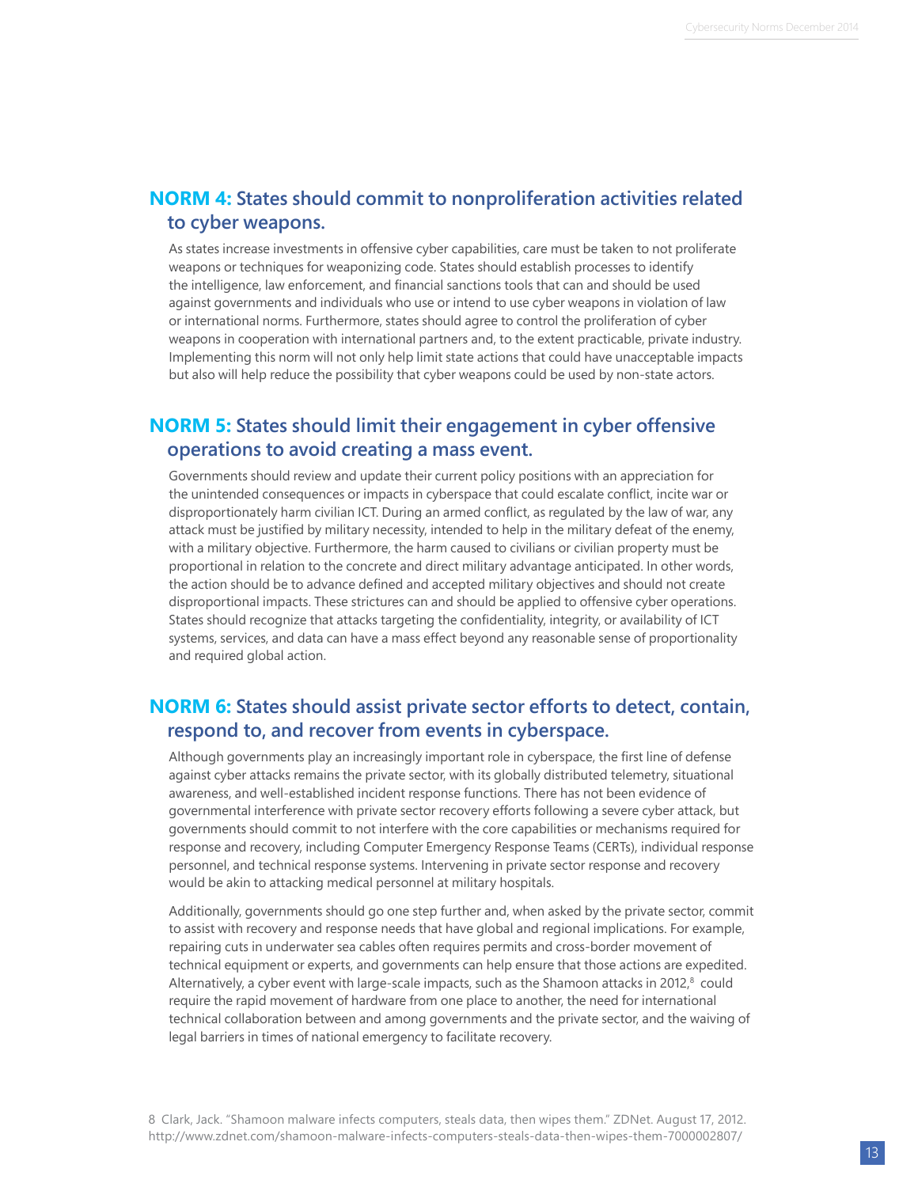## **NORM 4:** States should commit to nonproliferation activities related to cyber weapons.

As states increase investments in offensive cyber capabilities, care must be taken to not proliferate weapons or techniques for weaponizing code. States should establish processes to identify the intelligence, law enforcement, and financial sanctions tools that can and should be used against governments and individuals who use or intend to use cyber weapons in violation of law or international norms. Furthermore, states should agree to control the proliferation of cyber weapons in cooperation with international partners and, to the extent practicable, private industry. Implementing this norm will not only help limit state actions that could have unacceptable impacts but also will help reduce the possibility that cyber weapons could be used by non-state actors.

## **NORM 5:** States should limit their engagement in cyber offensive operations to avoid creating a mass event.

Governments should review and update their current policy positions with an appreciation for the unintended consequences or impacts in cyberspace that could escalate conflict, incite war or disproportionately harm civilian ICT. During an armed conflict, as regulated by the law of war, any attack must be justified by military necessity, intended to help in the military defeat of the enemy, with a military objective. Furthermore, the harm caused to civilians or civilian property must be proportional in relation to the concrete and direct military advantage anticipated. In other words, the action should be to advance defined and accepted military objectives and should not create disproportional impacts. These strictures can and should be applied to offensive cyber operations. States should recognize that attacks targeting the confidentiality, integrity, or availability of ICT systems, services, and data can have a mass effect beyond any reasonable sense of proportionality and required global action.

## **NORM 6:** States should assist private sector efforts to detect, contain, respond to, and recover from events in cyberspace.

Although governments play an increasingly important role in cyberspace, the first line of defense against cyber attacks remains the private sector, with its globally distributed telemetry, situational awareness, and well-established incident response functions. There has not been evidence of governmental interference with private sector recovery efforts following a severe cyber attack, but governments should commit to not interfere with the core capabilities or mechanisms required for response and recovery, including Computer Emergency Response Teams (CERTs), individual response personnel, and technical response systems. Intervening in private sector response and recovery would be akin to attacking medical personnel at military hospitals.

Additionally, governments should go one step further and, when asked by the private sector, commit to assist with recovery and response needs that have global and regional implications. For example, repairing cuts in underwater sea cables often requires permits and cross-border movement of technical equipment or experts, and governments can help ensure that those actions are expedited. Alternatively, a cyber event with large-scale impacts, such as the Shamoon attacks in 2012,[8] could require the rapid movement of hardware from one place to another, the need for international technical collaboration between and among governments and the private sector, and the waiving of legal barriers in times of national emergency to facilitate recovery.

8 Clark, Jack. "Shamoon malware infects computers, steals data, then wipes them." ZDNet. August 17, 2012. http://www.zdnet.com/shamoon-malware-infects-computers-steals-data-then-wipes-them-7000002807/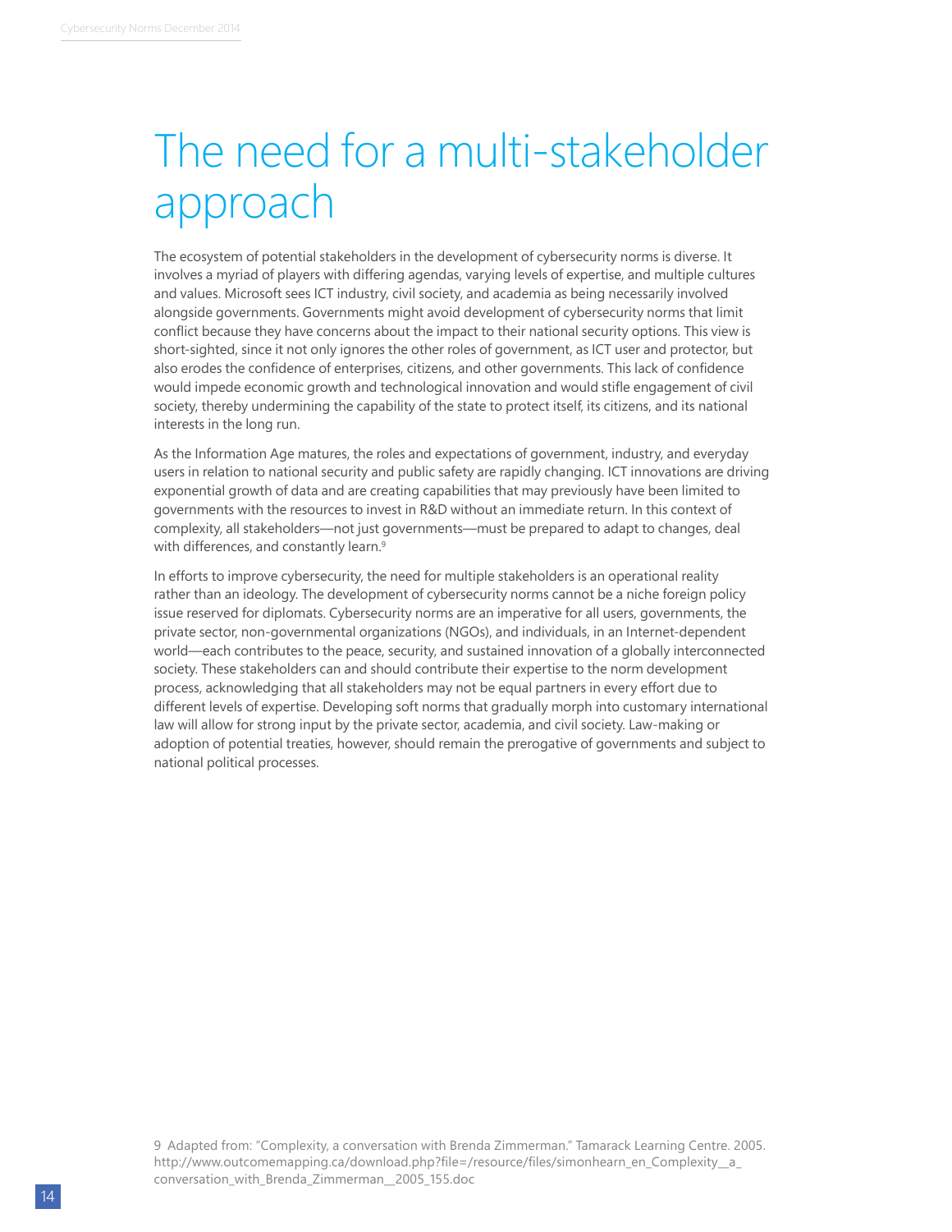# The need for a multi-stakeholder approach

The ecosystem of potential stakeholders in the development of cybersecurity norms is diverse. It involves a myriad of players with differing agendas, varying levels of expertise, and multiple cultures and values. Microsoft sees ICT industry, civil society, and academia as being necessarily involved alongside governments. Governments might avoid development of cybersecurity norms that limit conflict because they have concerns about the impact to their national security options. This view is short-sighted, since it not only ignores the other roles of government, as ICT user and protector, but also erodes the confidence of enterprises, citizens, and other governments. This lack of confidence would impede economic growth and technological innovation and would stifle engagement of civil society, thereby undermining the capability of the state to protect itself, its citizens, and its national interests in the long run.

As the Information Age matures, the roles and expectations of government, industry, and everyday users in relation to national security and public safety are rapidly changing. ICT innovations are driving exponential growth of data and are creating capabilities that may previously have been limited to governments with the resources to invest in R&D without an immediate return. In this context of complexity, all stakeholders—not just governments—must be prepared to adapt to changes, deal with differences, and constantly learn.[9]

In efforts to improve cybersecurity, the need for multiple stakeholders is an operational reality rather than an ideology. The development of cybersecurity norms cannot be a niche foreign policy issue reserved for diplomats. Cybersecurity norms are an imperative for all users, governments, the private sector, non-governmental organizations (NGOs), and individuals, in an Internet-dependent world—each contributes to the peace, security, and sustained innovation of a globally interconnected society. These stakeholders can and should contribute their expertise to the norm development process, acknowledging that all stakeholders may not be equal partners in every effort due to different levels of expertise. Developing soft norms that gradually morph into customary international law will allow for strong input by the private sector, academia, and civil society. Law-making or adoption of potential treaties, however, should remain the prerogative of governments and subject to national political processes.

9 Adapted from: "Complexity, a conversation with Brenda Zimmerman." Tamarack Learning Centre. 2005. http://www.outcomemapping.ca/download.php?file=/resource/files/simonhearn_en_Complexity__a_conversation_with_Brenda_Zimmerman__2005_155.doc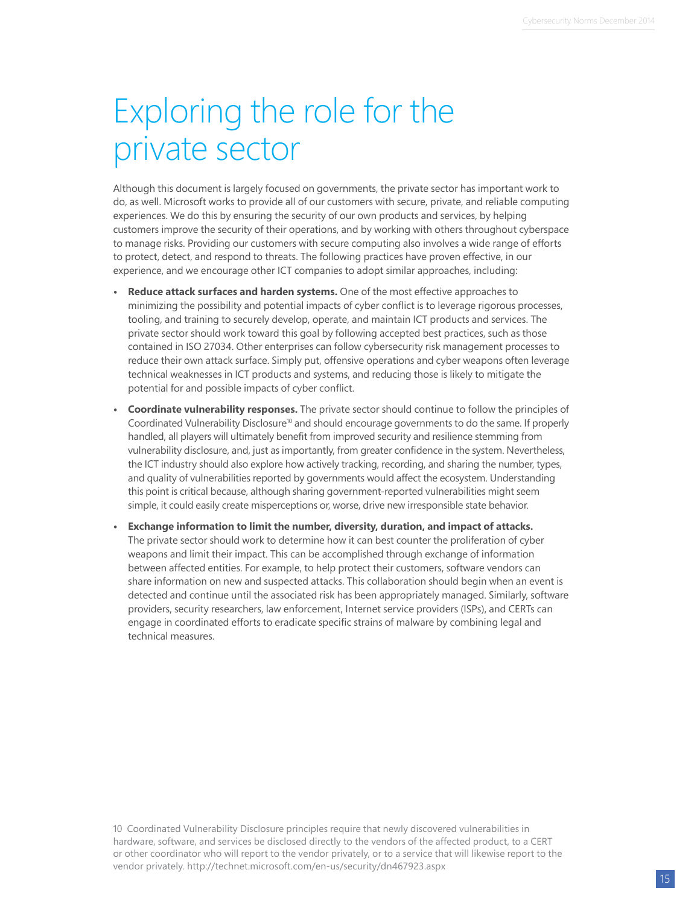# Exploring the role for the private sector

Although this document is largely focused on governments, the private sector has important work to do, as well. Microsoft works to provide all of our customers with secure, private, and reliable computing experiences. We do this by ensuring the security of our own products and services, by helping customers improve the security of their operations, and by working with others throughout cyberspace to manage risks. Providing our customers with secure computing also involves a wide range of efforts to protect, detect, and respond to threats. The following practices have proven effective, in our experience, and we encourage other ICT companies to adopt similar approaches, including:

- **Reduce attack surfaces and harden systems.** One of the most effective approaches to minimizing the possibility and potential impacts of cyber conflict is to leverage rigorous processes, tooling, and training to securely develop, operate, and maintain ICT products and services. The private sector should work toward this goal by following accepted best practices, such as those contained in ISO 27034. Other enterprises can follow cybersecurity risk management processes to reduce their own attack surface. Simply put, offensive operations and cyber weapons often leverage technical weaknesses in ICT products and systems, and reducing those is likely to mitigate the potential for and possible impacts of cyber conflict.
- **Coordinate vulnerability responses.** The private sector should continue to follow the principles of Coordinated Vulnerability Disclosure[10] and should encourage governments to do the same. If properly handled, all players will ultimately benefit from improved security and resilience stemming from vulnerability disclosure, and, just as importantly, from greater confidence in the system. Nevertheless, the ICT industry should also explore how actively tracking, recording, and sharing the number, types, and quality of vulnerabilities reported by governments would affect the ecosystem. Understanding this point is critical because, although sharing government-reported vulnerabilities might seem simple, it could easily create misperceptions or, worse, drive new irresponsible state behavior.
- **Exchange information to limit the number, diversity, duration, and impact of attacks.** The private sector should work to determine how it can best counter the proliferation of cyber weapons and limit their impact. This can be accomplished through exchange of information between affected entities. For example, to help protect their customers, software vendors can share information on new and suspected attacks. This collaboration should begin when an event is detected and continue until the associated risk has been appropriately managed. Similarly, software providers, security researchers, law enforcement, Internet service providers (ISPs), and CERTs can engage in coordinated efforts to eradicate specific strains of malware by combining legal and technical measures.

10 Coordinated Vulnerability Disclosure principles require that newly discovered vulnerabilities in hardware, software, and services be disclosed directly to the vendors of the affected product, to a CERT or other coordinator who will report to the vendor privately, or to a service that will likewise report to the vendor privately. http://technet.microsoft.com/en-us/security/dn467923.aspx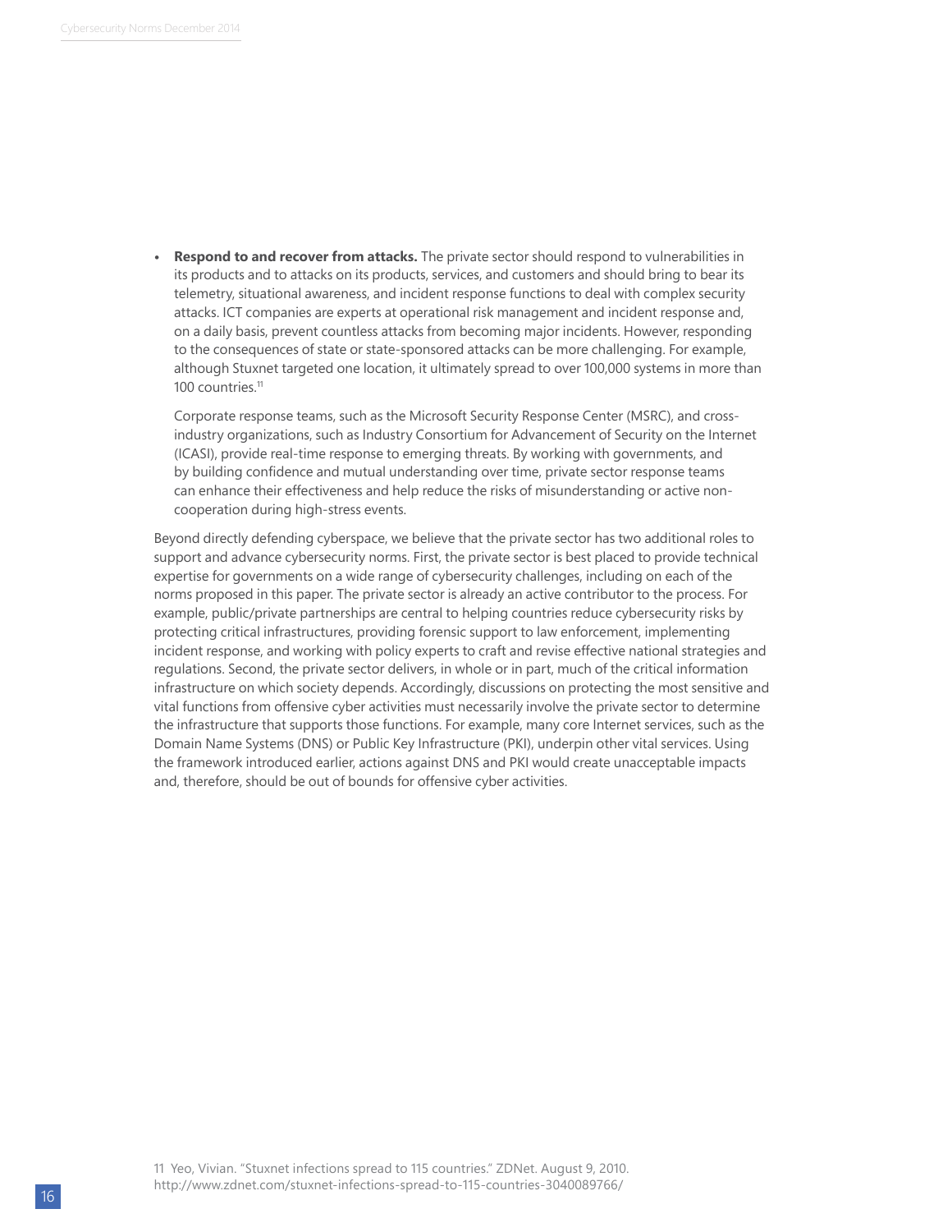- **Respond to and recover from attacks.** The private sector should respond to vulnerabilities in its products and to attacks on its products, services, and customers and should bring to bear its telemetry, situational awareness, and incident response functions to deal with complex security attacks. ICT companies are experts at operational risk management and incident response and, on a daily basis, prevent countless attacks from becoming major incidents. However, responding to the consequences of state or state-sponsored attacks can be more challenging. For example, although Stuxnet targeted one location, it ultimately spread to over 100,000 systems in more than 100 countries.[11]

  Corporate response teams, such as the Microsoft Security Response Center (MSRC), and cross-industry organizations, such as Industry Consortium for Advancement of Security on the Internet (ICASI), provide real-time response to emerging threats. By working with governments, and by building confidence and mutual understanding over time, private sector response teams can enhance their effectiveness and help reduce the risks of misunderstanding or active non-cooperation during high-stress events.

Beyond directly defending cyberspace, we believe that the private sector has two additional roles to support and advance cybersecurity norms. First, the private sector is best placed to provide technical expertise for governments on a wide range of cybersecurity challenges, including on each of the norms proposed in this paper. The private sector is already an active contributor to the process. For example, public/private partnerships are central to helping countries reduce cybersecurity risks by protecting critical infrastructures, providing forensic support to law enforcement, implementing incident response, and working with policy experts to craft and revise effective national strategies and regulations. Second, the private sector delivers, in whole or in part, much of the critical information infrastructure on which society depends. Accordingly, discussions on protecting the most sensitive and vital functions from offensive cyber activities must necessarily involve the private sector to determine the infrastructure that supports those functions. For example, many core Internet services, such as the Domain Name Systems (DNS) or Public Key Infrastructure (PKI), underpin other vital services. Using the framework introduced earlier, actions against DNS and PKI would create unacceptable impacts and, therefore, should be out of bounds for offensive cyber activities.

11 Yeo, Vivian. "Stuxnet infections spread to 115 countries." ZDNet. August 9, 2010. http://www.zdnet.com/stuxnet-infections-spread-to-115-countries-3040089766/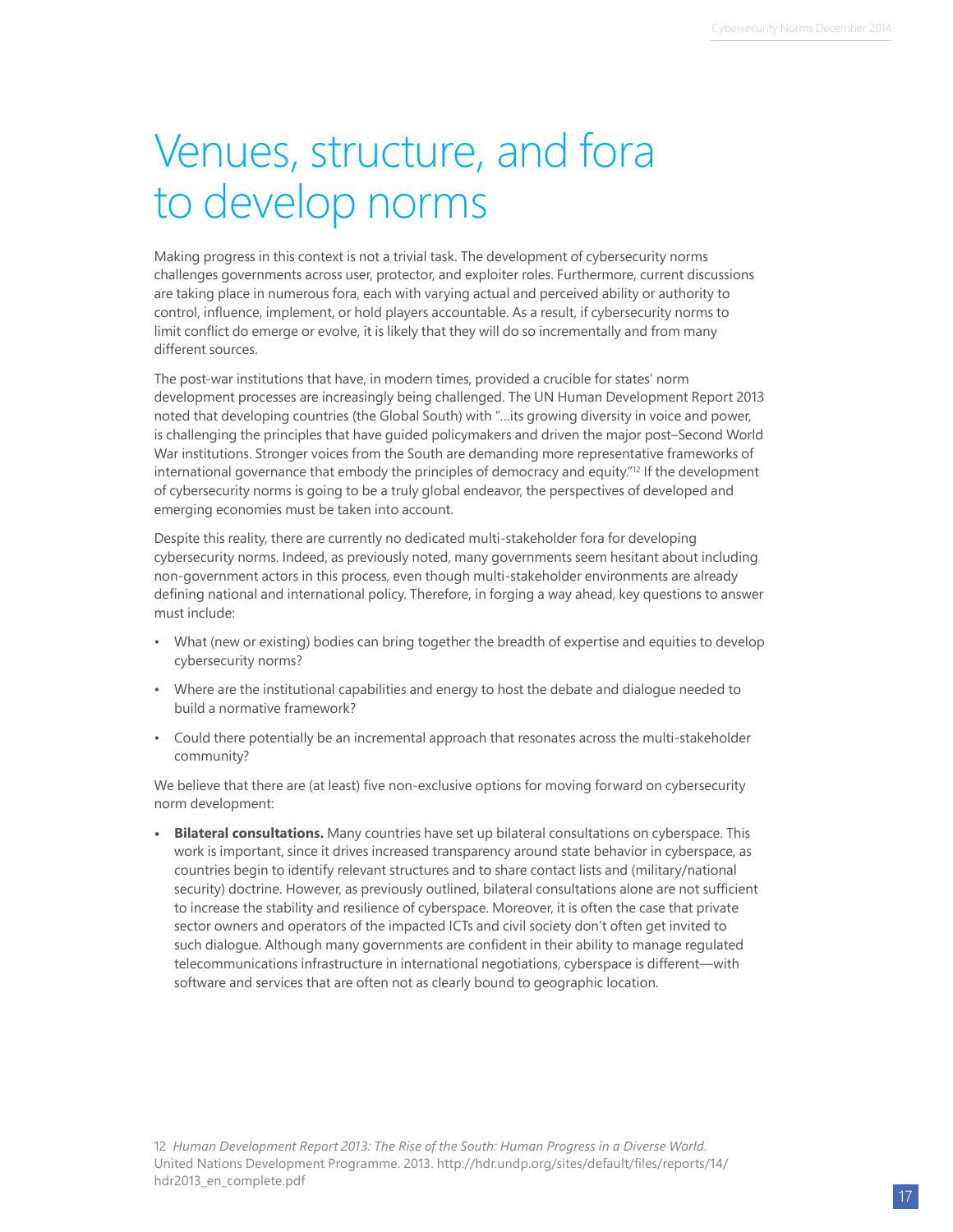# Venues, structure, and fora to develop norms

Making progress in this context is not a trivial task. The development of cybersecurity norms challenges governments across user, protector, and exploiter roles. Furthermore, current discussions are taking place in numerous fora, each with varying actual and perceived ability or authority to control, influence, implement, or hold players accountable. As a result, if cybersecurity norms to limit conflict do emerge or evolve, it is likely that they will do so incrementally and from many different sources.

The post-war institutions that have, in modern times, provided a crucible for states' norm development processes are increasingly being challenged. The UN Human Development Report 2013 noted that developing countries (the Global South) with "…its growing diversity in voice and power, is challenging the principles that have guided policymakers and driven the major post–Second World War institutions. Stronger voices from the South are demanding more representative frameworks of international governance that embody the principles of democracy and equity."[12] If the development of cybersecurity norms is going to be a truly global endeavor, the perspectives of developed and emerging economies must be taken into account.

Despite this reality, there are currently no dedicated multi-stakeholder fora for developing cybersecurity norms. Indeed, as previously noted, many governments seem hesitant about including non-government actors in this process, even though multi-stakeholder environments are already defining national and international policy. Therefore, in forging a way ahead, key questions to answer must include:

- What (new or existing) bodies can bring together the breadth of expertise and equities to develop cybersecurity norms?
- Where are the institutional capabilities and energy to host the debate and dialogue needed to build a normative framework?
- Could there potentially be an incremental approach that resonates across the multi-stakeholder community?

We believe that there are (at least) five non-exclusive options for moving forward on cybersecurity norm development:

- **Bilateral consultations.** Many countries have set up bilateral consultations on cyberspace. This work is important, since it drives increased transparency around state behavior in cyberspace, as countries begin to identify relevant structures and to share contact lists and (military/national security) doctrine. However, as previously outlined, bilateral consultations alone are not sufficient to increase the stability and resilience of cyberspace. Moreover, it is often the case that private sector owners and operators of the impacted ICTs and civil society don't often get invited to such dialogue. Although many governments are confident in their ability to manage regulated telecommunications infrastructure in international negotiations, cyberspace is different—with software and services that are often not as clearly bound to geographic location.

12 *Human Development Report 2013: The Rise of the South: Human Progress in a Diverse World.* United Nations Development Programme. 2013. http://hdr.undp.org/sites/default/files/reports/14/hdr2013_en_complete.pdf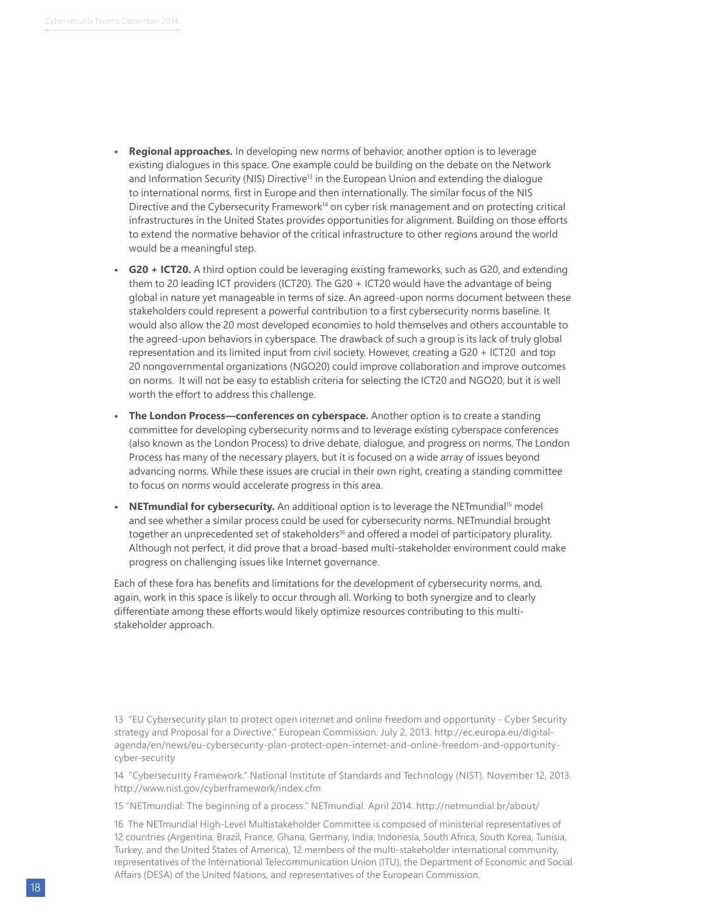- **Regional approaches.** In developing new norms of behavior, another option is to leverage existing dialogues in this space. One example could be building on the debate on the Network and Information Security (NIS) Directive[13] in the European Union and extending the dialogue to international norms, first in Europe and then internationally. The similar focus of the NIS Directive and the Cybersecurity Framework[14] on cyber risk management and on protecting critical infrastructures in the United States provides opportunities for alignment. Building on those efforts to extend the normative behavior of the critical infrastructure to other regions around the world would be a meaningful step.
- **G20 + ICT20.** A third option could be leveraging existing frameworks, such as G20, and extending them to 20 leading ICT providers (ICT20). The G20 + ICT20 would have the advantage of being global in nature yet manageable in terms of size. An agreed-upon norms document between these stakeholders could represent a powerful contribution to a first cybersecurity norms baseline. It would also allow the 20 most developed economies to hold themselves and others accountable to the agreed-upon behaviors in cyberspace. The drawback of such a group is its lack of truly global representation and its limited input from civil society. However, creating a G20 + ICT20 and top 20 nongovernmental organizations (NGO20) could improve collaboration and improve outcomes on norms. It will not be easy to establish criteria for selecting the ICT20 and NGO20, but it is well worth the effort to address this challenge.
- **The London Process—conferences on cyberspace.** Another option is to create a standing committee for developing cybersecurity norms and to leverage existing cyberspace conferences (also known as the London Process) to drive debate, dialogue, and progress on norms. The London Process has many of the necessary players, but it is focused on a wide array of issues beyond advancing norms. While these issues are crucial in their own right, creating a standing committee to focus on norms would accelerate progress in this area.
- **NETmundial for cybersecurity.** An additional option is to leverage the NETmundial[15] model and see whether a similar process could be used for cybersecurity norms. NETmundial brought together an unprecedented set of stakeholders[16] and offered a model of participatory plurality. Although not perfect, it did prove that a broad-based multi-stakeholder environment could make progress on challenging issues like Internet governance.

Each of these fora has benefits and limitations for the development of cybersecurity norms, and, again, work in this space is likely to occur through all. Working to both synergize and to clearly differentiate among these efforts would likely optimize resources contributing to this multi-stakeholder approach.

13 "EU Cybersecurity plan to protect open internet and online freedom and opportunity - Cyber Security strategy and Proposal for a Directive." European Commission. July 2, 2013. http://ec.europa.eu/digital-agenda/en/news/eu-cybersecurity-plan-protect-open-internet-and-online-freedom-and-opportunity-cyber-security

14 "Cybersecurity Framework." National Institute of Standards and Technology (NIST). November 12, 2013. http://www.nist.gov/cyberframework/index.cfm

15 "NETmundial: The beginning of a process." NETmundial. April 2014. http://netmundial.br/about/

16 The NETmundial High-Level Multistakeholder Committee is composed of ministerial representatives of 12 countries (Argentina, Brazil, France, Ghana, Germany, India, Indonesia, South Africa, South Korea, Tunisia, Turkey, and the United States of America), 12 members of the multi-stakeholder international community, representatives of the International Telecommunication Union (ITU), the Department of Economic and Social Affairs (DESA) of the United Nations, and representatives of the European Commission.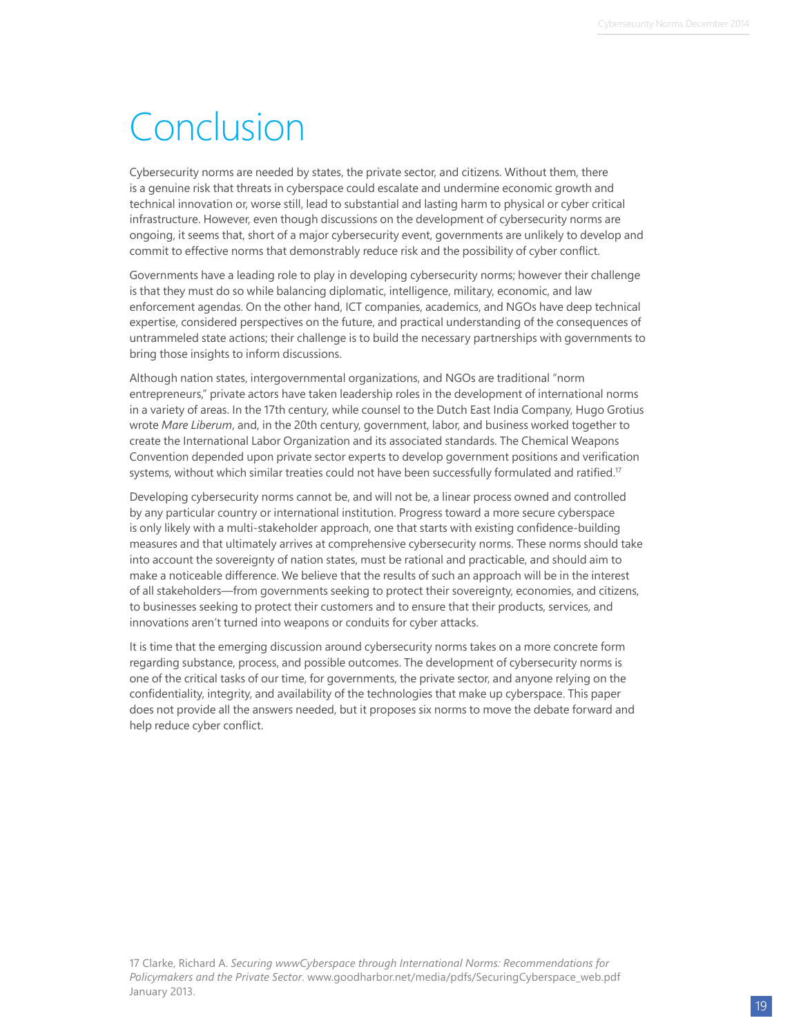# Conclusion

Cybersecurity norms are needed by states, the private sector, and citizens. Without them, there is a genuine risk that threats in cyberspace could escalate and undermine economic growth and technical innovation or, worse still, lead to substantial and lasting harm to physical or cyber critical infrastructure. However, even though discussions on the development of cybersecurity norms are ongoing, it seems that, short of a major cybersecurity event, governments are unlikely to develop and commit to effective norms that demonstrably reduce risk and the possibility of cyber conflict.

Governments have a leading role to play in developing cybersecurity norms; however their challenge is that they must do so while balancing diplomatic, intelligence, military, economic, and law enforcement agendas. On the other hand, ICT companies, academics, and NGOs have deep technical expertise, considered perspectives on the future, and practical understanding of the consequences of untrammeled state actions; their challenge is to build the necessary partnerships with governments to bring those insights to inform discussions.

Although nation states, intergovernmental organizations, and NGOs are traditional "norm entrepreneurs," private actors have taken leadership roles in the development of international norms in a variety of areas. In the 17th century, while counsel to the Dutch East India Company, Hugo Grotius wrote *Mare Liberum*, and, in the 20th century, government, labor, and business worked together to create the International Labor Organization and its associated standards. The Chemical Weapons Convention depended upon private sector experts to develop government positions and verification systems, without which similar treaties could not have been successfully formulated and ratified.[17]

Developing cybersecurity norms cannot be, and will not be, a linear process owned and controlled by any particular country or international institution. Progress toward a more secure cyberspace is only likely with a multi-stakeholder approach, one that starts with existing confidence-building measures and that ultimately arrives at comprehensive cybersecurity norms. These norms should take into account the sovereignty of nation states, must be rational and practicable, and should aim to make a noticeable difference. We believe that the results of such an approach will be in the interest of all stakeholders—from governments seeking to protect their sovereignty, economies, and citizens, to businesses seeking to protect their customers and to ensure that their products, services, and innovations aren't turned into weapons or conduits for cyber attacks.

It is time that the emerging discussion around cybersecurity norms takes on a more concrete form regarding substance, process, and possible outcomes. The development of cybersecurity norms is one of the critical tasks of our time, for governments, the private sector, and anyone relying on the confidentiality, integrity, and availability of the technologies that make up cyberspace. This paper does not provide all the answers needed, but it proposes six norms to move the debate forward and help reduce cyber conflict.

17 Clarke, Richard A. *Securing wwwCyberspace through International Norms: Recommendations for Policymakers and the Private Sector.* www.goodharbor.net/media/pdfs/SecuringCyberspace_web.pdf January 2013.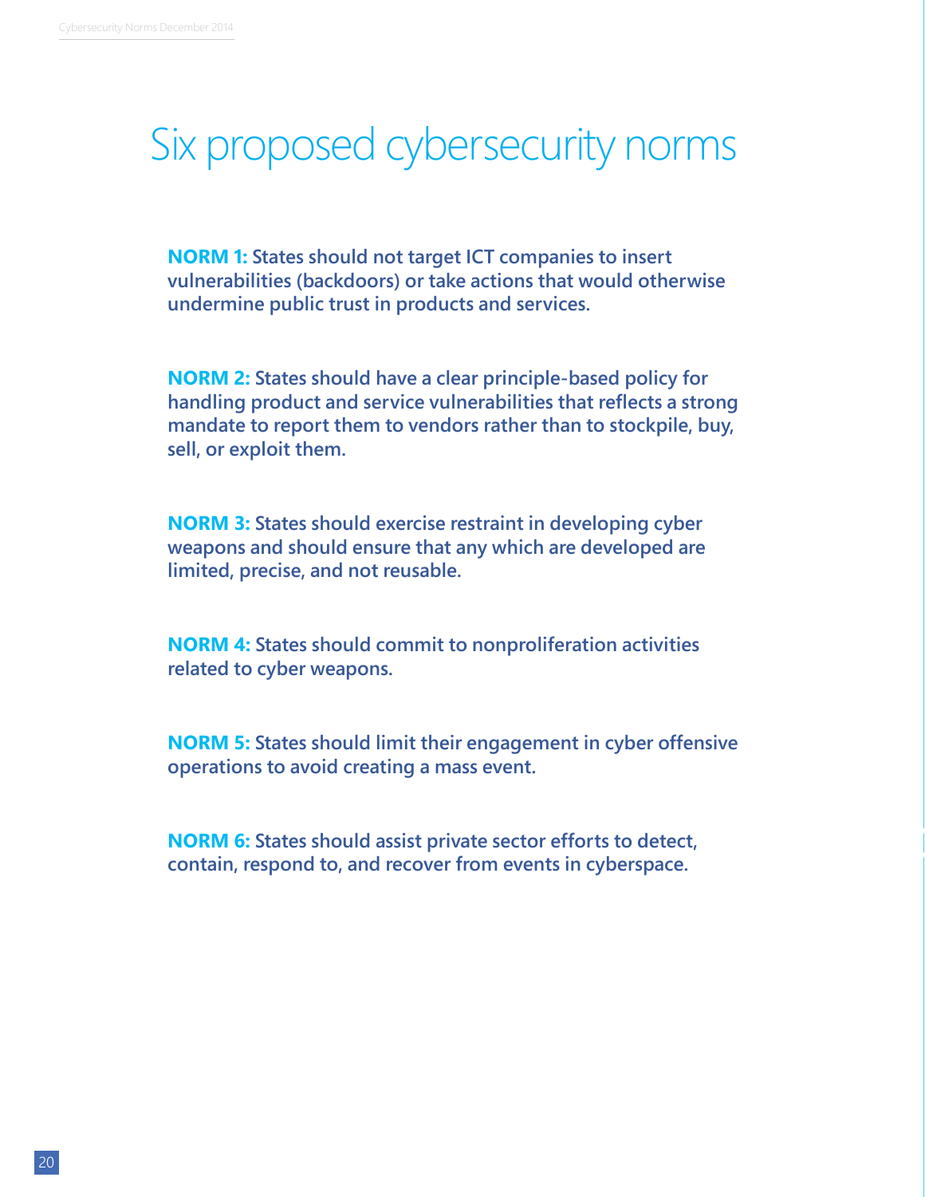# Six proposed cybersecurity norms

**NORM 1:** **States should not target ICT companies to insert vulnerabilities (backdoors) or take actions that would otherwise undermine public trust in products and services.**

**NORM 2:** **States should have a clear principle-based policy for handling product and service vulnerabilities that reflects a strong mandate to report them to vendors rather than to stockpile, buy, sell, or exploit them.**

**NORM 3:** **States should exercise restraint in developing cyber weapons and should ensure that any which are developed are limited, precise, and not reusable.**

**NORM 4:** **States should commit to nonproliferation activities related to cyber weapons.**

**NORM 5:** **States should limit their engagement in cyber offensive operations to avoid creating a mass event.**

**NORM 6:** **States should assist private sector efforts to detect, contain, respond to, and recover from events in cyberspace.**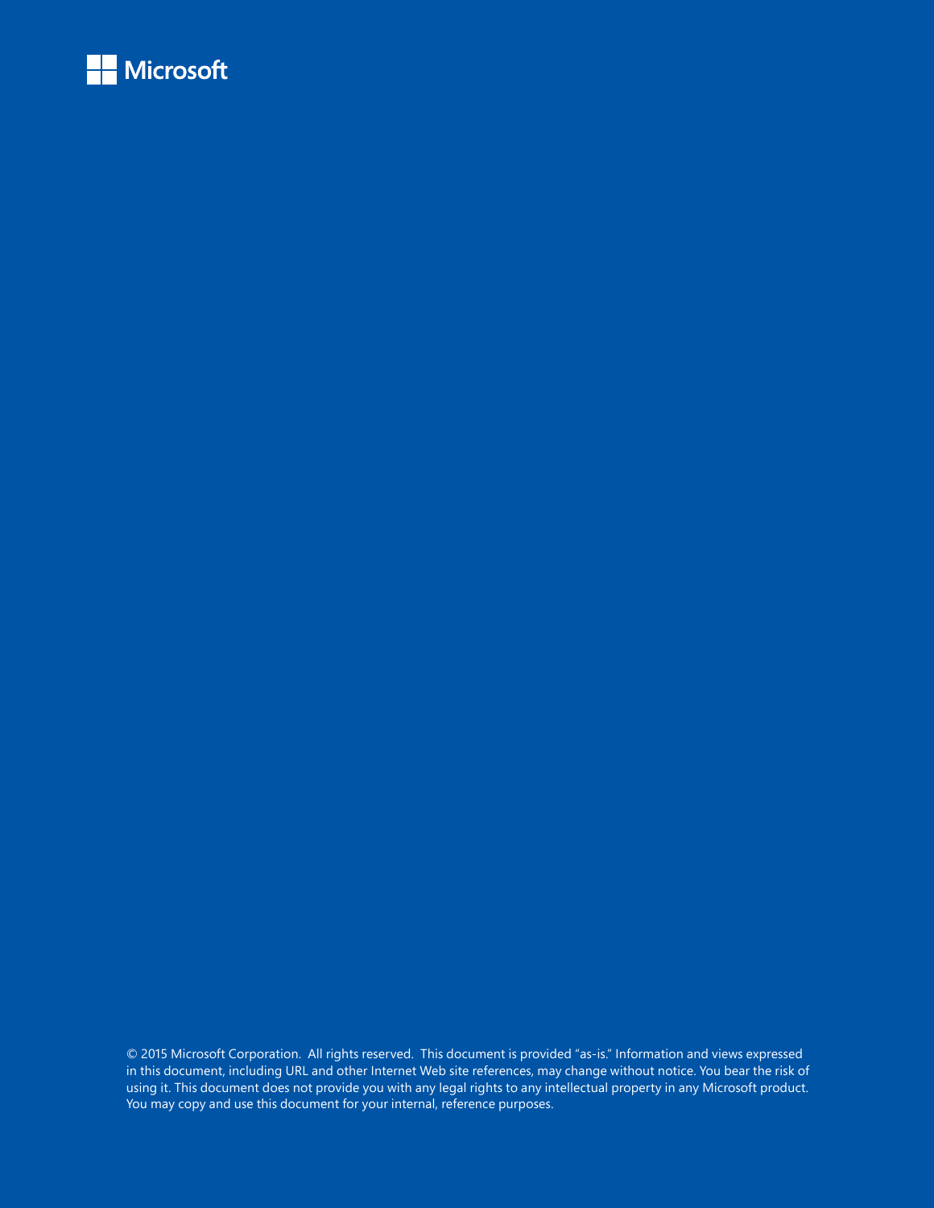Microsoft

© 2015 Microsoft Corporation. All rights reserved. This document is provided "as-is." Information and views expressed in this document, including URL and other Internet Web site references, may change without notice. You bear the risk of using it. This document does not provide you with any legal rights to any intellectual property in any Microsoft product. You may copy and use this document for your internal, reference purposes.